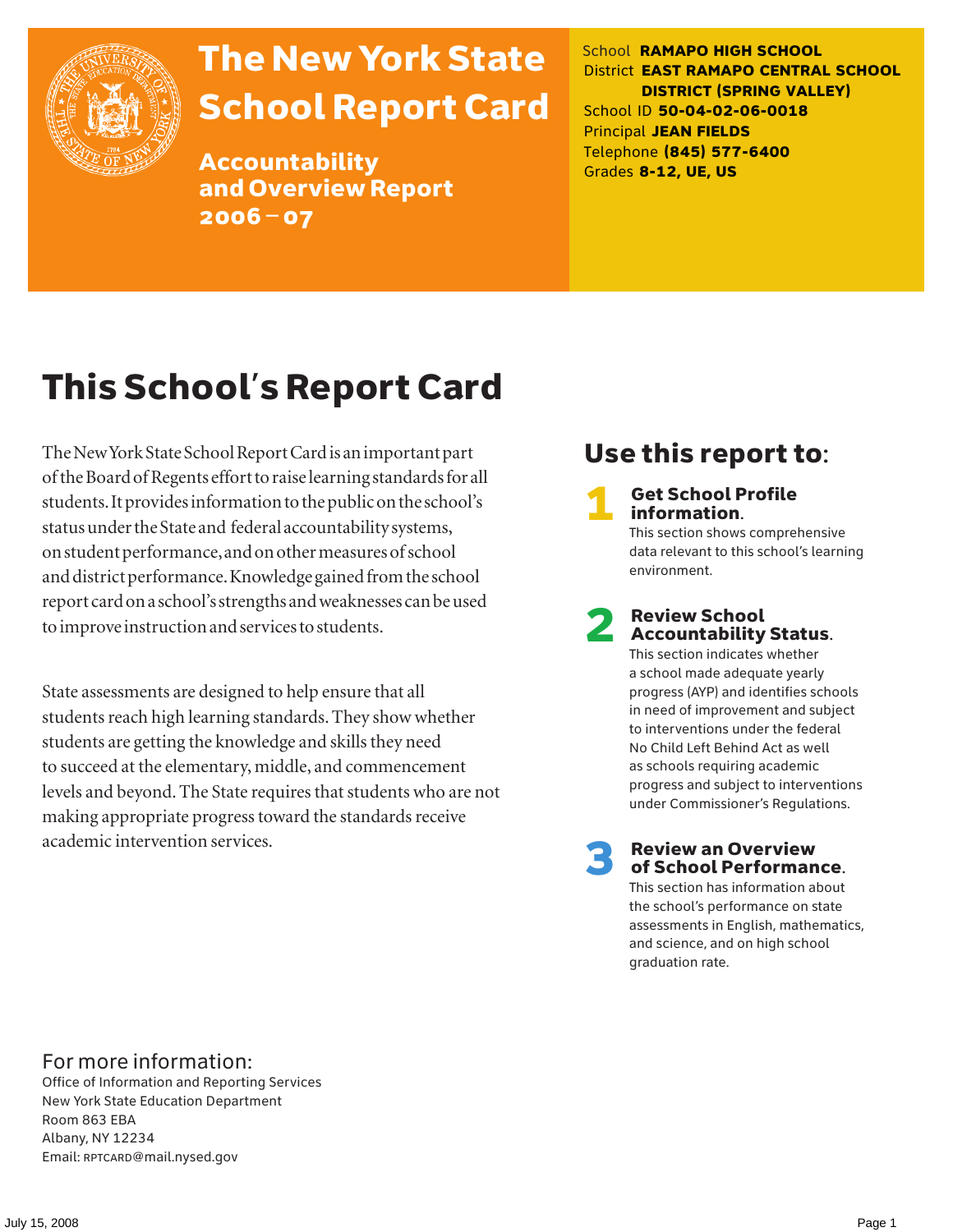# The New York State School Report Card

## Accountability and Overview Report 2006 – 07

School **RAMAPO HIGH SCHOOL**
District **EAST RAMAPO CENTRAL SCHOOL DISTRICT (SPRING VALLEY)**
School ID **50-04-02-06-0018**
Principal **JEAN FIELDS**
Telephone **(845) 577-6400**
Grades **8-12, UE, US**

# This School's Report Card

The New York State School Report Card is an important part of the Board of Regents effort to raise learning standards for all students. It provides information to the public on the school's status under the State and federal accountability systems, on student performance, and on other measures of school and district performance. Knowledge gained from the school report card on a school's strengths and weaknesses can be used to improve instruction and services to students.

State assessments are designed to help ensure that all students reach high learning standards. They show whether students are getting the knowledge and skills they need to succeed at the elementary, middle, and commencement levels and beyond. The State requires that students who are not making appropriate progress toward the standards receive academic intervention services.

## Use this report to:

**1 Get School Profile information.**
This section shows comprehensive data relevant to this school's learning environment.

**2 Review School Accountability Status.**
This section indicates whether a school made adequate yearly progress (AYP) and identifies schools in need of improvement and subject to interventions under the federal No Child Left Behind Act as well as schools requiring academic progress and subject to interventions under Commissioner's Regulations.

**3 Review an Overview of School Performance.**
This section has information about the school's performance on state assessments in English, mathematics, and science, and on high school graduation rate.

For more information:
Office of Information and Reporting Services
New York State Education Department
Room 863 EBA
Albany, NY 12234
Email: RPTCARD@mail.nysed.gov

July 15, 2008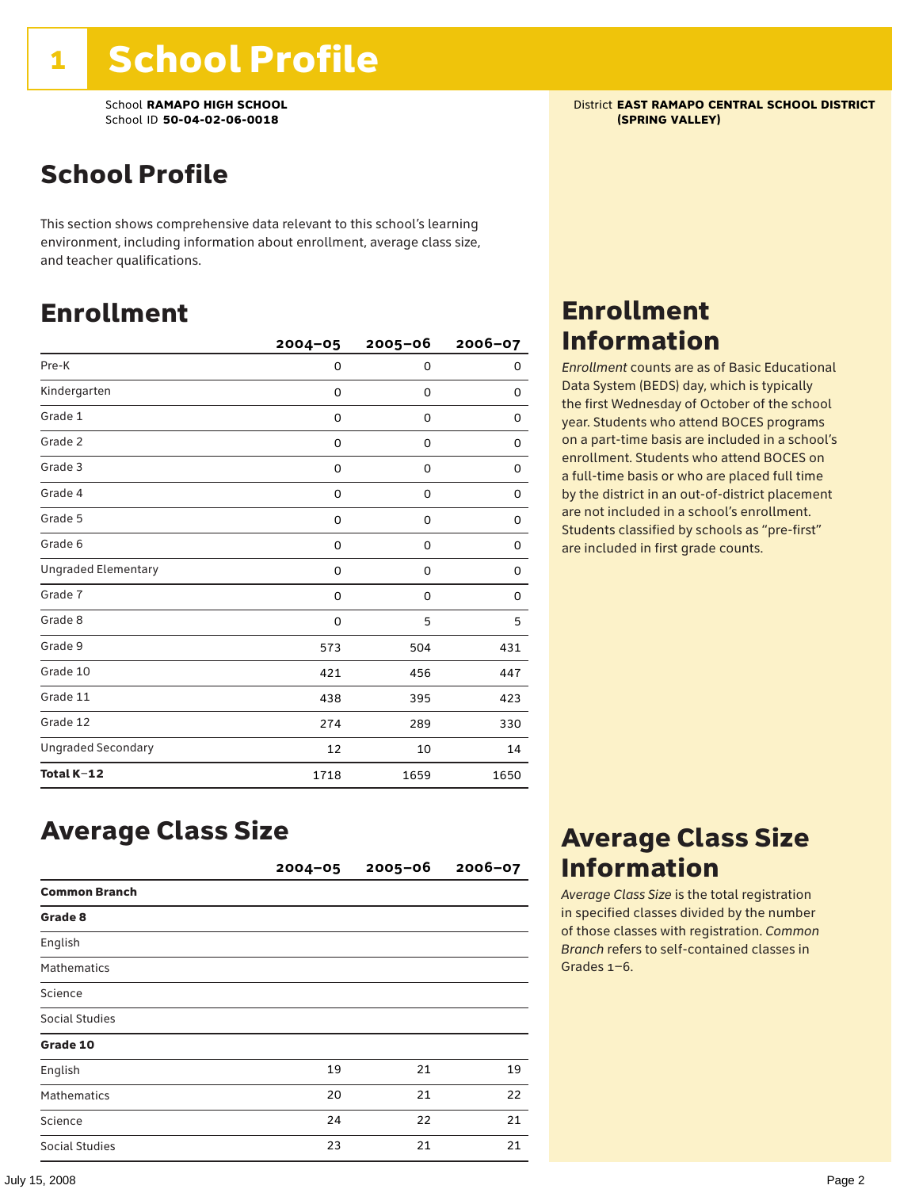# 1 School Profile

School **RAMAPO HIGH SCHOOL**
School ID **50-04-02-06-0018**

District **EAST RAMAPO CENTRAL SCHOOL DISTRICT (SPRING VALLEY)**

## School Profile

This section shows comprehensive data relevant to this school's learning environment, including information about enrollment, average class size, and teacher qualifications.

## Enrollment

| | 2004–05 | 2005–06 | 2006–07 |
|---|---|---|---|
| Pre-K | 0 | 0 | 0 |
| Kindergarten | 0 | 0 | 0 |
| Grade 1 | 0 | 0 | 0 |
| Grade 2 | 0 | 0 | 0 |
| Grade 3 | 0 | 0 | 0 |
| Grade 4 | 0 | 0 | 0 |
| Grade 5 | 0 | 0 | 0 |
| Grade 6 | 0 | 0 | 0 |
| Ungraded Elementary | 0 | 0 | 0 |
| Grade 7 | 0 | 0 | 0 |
| Grade 8 | 0 | 5 | 5 |
| Grade 9 | 573 | 504 | 431 |
| Grade 10 | 421 | 456 | 447 |
| Grade 11 | 438 | 395 | 423 |
| Grade 12 | 274 | 289 | 330 |
| Ungraded Secondary | 12 | 10 | 14 |
| **Total K–12** | 1718 | 1659 | 1650 |

## Enrollment Information

*Enrollment* counts are as of Basic Educational Data System (BEDS) day, which is typically the first Wednesday of October of the school year. Students who attend BOCES programs on a part-time basis are included in a school's enrollment. Students who attend BOCES on a full-time basis or who are placed full time by the district in an out-of-district placement are not included in a school's enrollment. Students classified by schools as "pre-first" are included in first grade counts.

## Average Class Size

| | 2004–05 | 2005–06 | 2006–07 |
|---|---|---|---|
| **Common Branch** | | | |
| **Grade 8** | | | |
| English | | | |
| Mathematics | | | |
| Science | | | |
| Social Studies | | | |
| **Grade 10** | | | |
| English | 19 | 21 | 19 |
| Mathematics | 20 | 21 | 22 |
| Science | 24 | 22 | 21 |
| Social Studies | 23 | 21 | 21 |

## Average Class Size Information

*Average Class Size* is the total registration in specified classes divided by the number of those classes with registration. *Common Branch* refers to self-contained classes in Grades 1–6.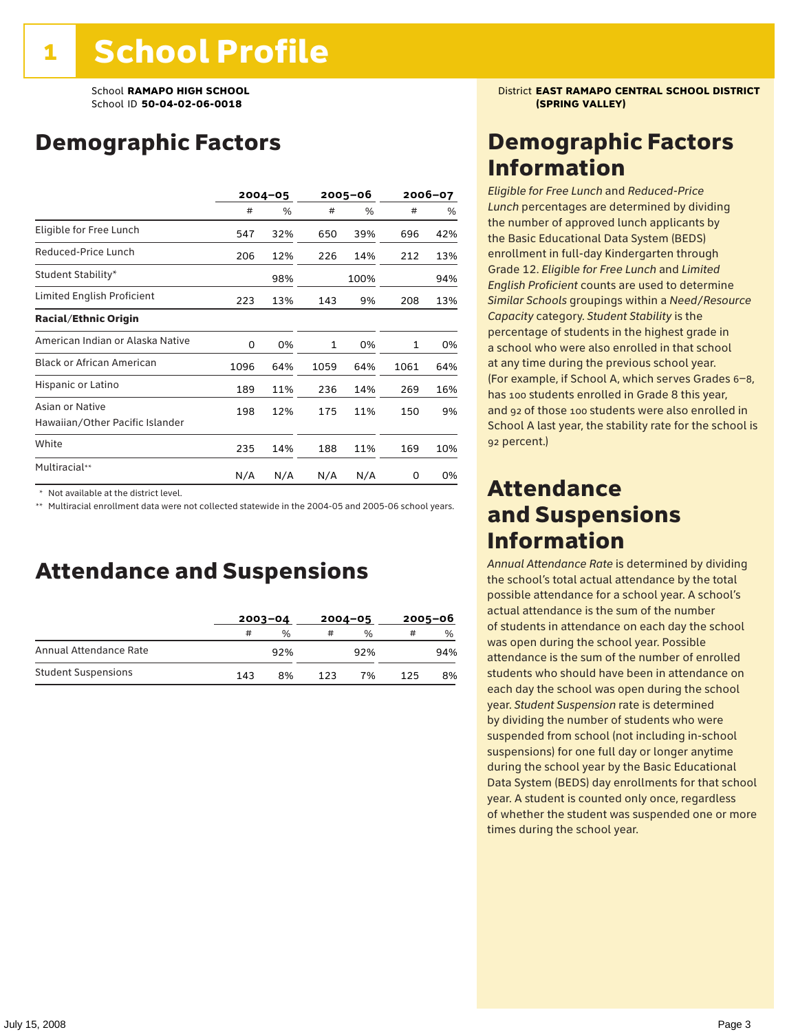# 1 School Profile

School **RAMAPO HIGH SCHOOL**
School ID **50-04-02-06-0018**

District **EAST RAMAPO CENTRAL SCHOOL DISTRICT (SPRING VALLEY)**

## Demographic Factors

| | 2004–05 | | 2005–06 | | 2006–07 | |
|---|---|---|---|---|---|---|
| | # | % | # | % | # | % |
| Eligible for Free Lunch | 547 | 32% | 650 | 39% | 696 | 42% |
| Reduced-Price Lunch | 206 | 12% | 226 | 14% | 212 | 13% |
| Student Stability* | | 98% | | 100% | | 94% |
| Limited English Proficient | 223 | 13% | 143 | 9% | 208 | 13% |
| **Racial/Ethnic Origin** | | | | | | |
| American Indian or Alaska Native | 0 | 0% | 1 | 0% | 1 | 0% |
| Black or African American | 1096 | 64% | 1059 | 64% | 1061 | 64% |
| Hispanic or Latino | 189 | 11% | 236 | 14% | 269 | 16% |
| Asian or Native Hawaiian/Other Pacific Islander | 198 | 12% | 175 | 11% | 150 | 9% |
| White | 235 | 14% | 188 | 11% | 169 | 10% |
| Multiracial** | N/A | N/A | N/A | N/A | 0 | 0% |

\* Not available at the district level.

\*\* Multiracial enrollment data were not collected statewide in the 2004-05 and 2005-06 school years.

## Attendance and Suspensions

| | 2003–04 | | 2004–05 | | 2005–06 | |
|---|---|---|---|---|---|---|
| | # | % | # | % | # | % |
| Annual Attendance Rate | | 92% | | 92% | | 94% |
| Student Suspensions | 143 | 8% | 123 | 7% | 125 | 8% |

## Demographic Factors Information

*Eligible for Free Lunch* and *Reduced-Price Lunch* percentages are determined by dividing the number of approved lunch applicants by the Basic Educational Data System (BEDS) enrollment in full-day Kindergarten through Grade 12. *Eligible for Free Lunch* and *Limited English Proficient* counts are used to determine *Similar Schools* groupings within a *Need/Resource Capacity* category. *Student Stability* is the percentage of students in the highest grade in a school who were also enrolled in that school at any time during the previous school year. (For example, if School A, which serves Grades 6–8, has 100 students enrolled in Grade 8 this year, and 92 of those 100 students were also enrolled in School A last year, the stability rate for the school is 92 percent.)

## Attendance and Suspensions Information

*Annual Attendance Rate* is determined by dividing the school's total actual attendance by the total possible attendance for a school year. A school's actual attendance is the sum of the number of students in attendance on each day the school was open during the school year. Possible attendance is the sum of the number of enrolled students who should have been in attendance on each day the school was open during the school year. *Student Suspension* rate is determined by dividing the number of students who were suspended from school (not including in-school suspensions) for one full day or longer anytime during the school year by the Basic Educational Data System (BEDS) day enrollments for that school year. A student is counted only once, regardless of whether the student was suspended one or more times during the school year.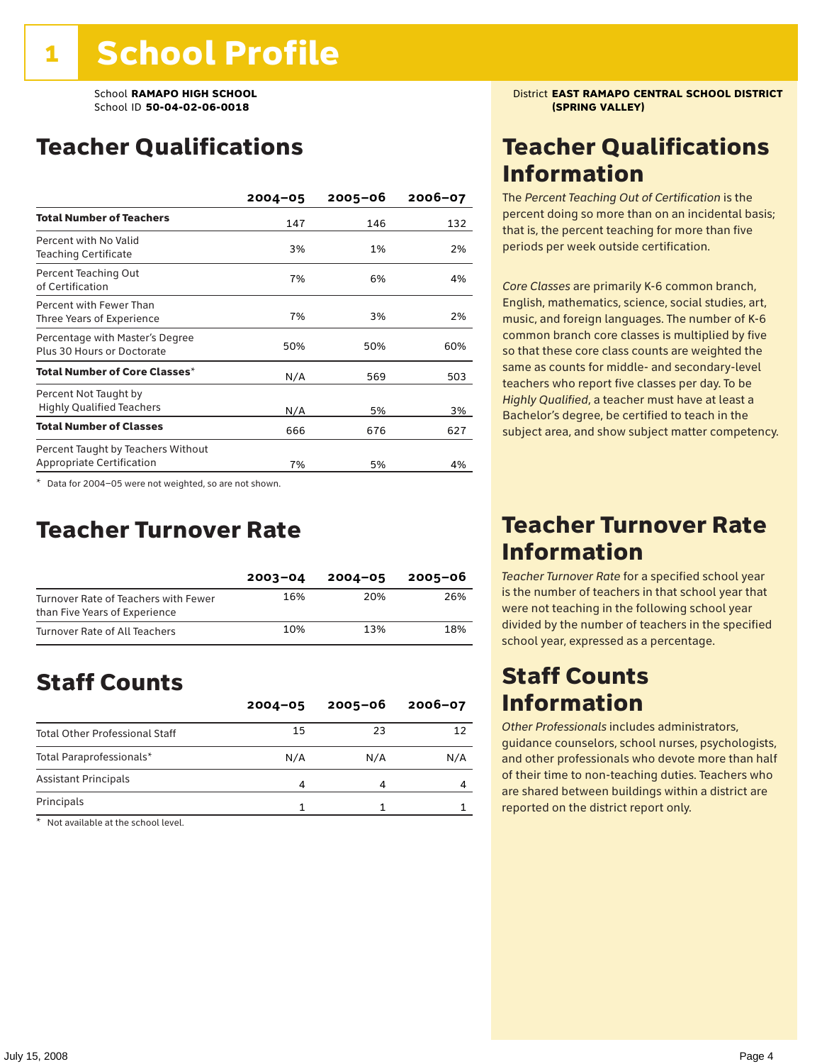# 1 School Profile

School **RAMAPO HIGH SCHOOL**
School ID **50-04-02-06-0018**

District **EAST RAMAPO CENTRAL SCHOOL DISTRICT (SPRING VALLEY)**

## Teacher Qualifications

| | 2004–05 | 2005–06 | 2006–07 |
|---|---|---|---|
| **Total Number of Teachers** | 147 | 146 | 132 |
| Percent with No Valid Teaching Certificate | 3% | 1% | 2% |
| Percent Teaching Out of Certification | 7% | 6% | 4% |
| Percent with Fewer Than Three Years of Experience | 7% | 3% | 2% |
| Percentage with Master's Degree Plus 30 Hours or Doctorate | 50% | 50% | 60% |
| **Total Number of Core Classes*** | N/A | 569 | 503 |
| Percent Not Taught by Highly Qualified Teachers | N/A | 5% | 3% |
| **Total Number of Classes** | 666 | 676 | 627 |
| Percent Taught by Teachers Without Appropriate Certification | 7% | 5% | 4% |

\* Data for 2004–05 were not weighted, so are not shown.

## Teacher Qualifications Information

The *Percent Teaching Out of Certification* is the percent doing so more than on an incidental basis; that is, the percent teaching for more than five periods per week outside certification.

*Core Classes* are primarily K-6 common branch, English, mathematics, science, social studies, art, music, and foreign languages. The number of K-6 common branch core classes is multiplied by five so that these core class counts are weighted the same as counts for middle- and secondary-level teachers who report five classes per day. To be *Highly Qualified*, a teacher must have at least a Bachelor's degree, be certified to teach in the subject area, and show subject matter competency.

## Teacher Turnover Rate

| | 2003–04 | 2004–05 | 2005–06 |
|---|---|---|---|
| Turnover Rate of Teachers with Fewer than Five Years of Experience | 16% | 20% | 26% |
| Turnover Rate of All Teachers | 10% | 13% | 18% |

## Teacher Turnover Rate Information

*Teacher Turnover Rate* for a specified school year is the number of teachers in that school year that were not teaching in the following school year divided by the number of teachers in the specified school year, expressed as a percentage.

## Staff Counts

| | 2004–05 | 2005–06 | 2006–07 |
|---|---|---|---|
| Total Other Professional Staff | 15 | 23 | 12 |
| Total Paraprofessionals* | N/A | N/A | N/A |
| Assistant Principals | 4 | 4 | 4 |
| Principals | 1 | 1 | 1 |

\* Not available at the school level.

## Staff Counts Information

*Other Professionals* includes administrators, guidance counselors, school nurses, psychologists, and other professionals who devote more than half of their time to non-teaching duties. Teachers who are shared between buildings within a district are reported on the district report only.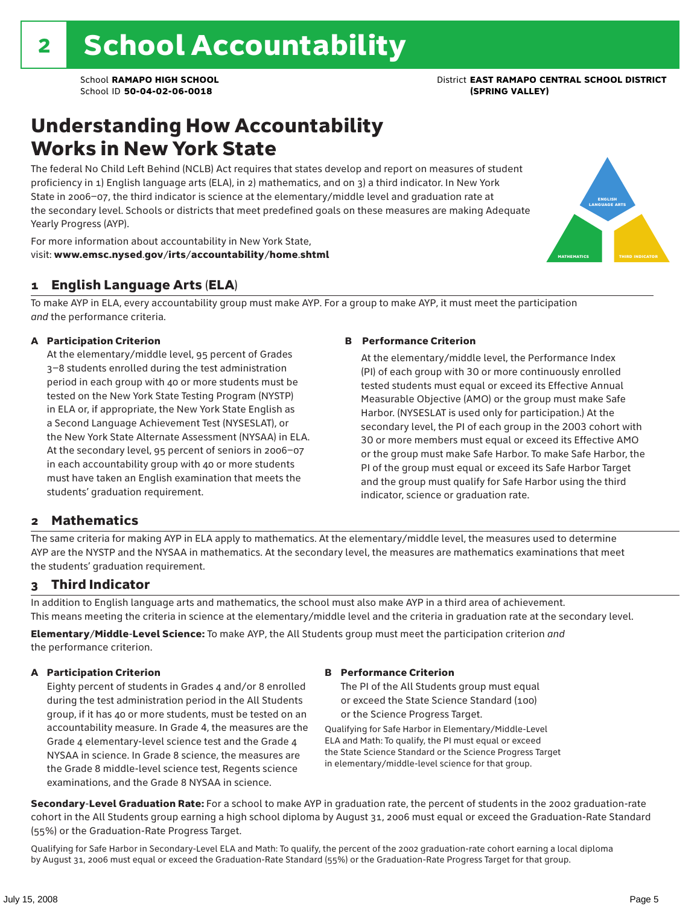# 2 School Accountability

School **RAMAPO HIGH SCHOOL**
School ID **50-04-02-06-0018**

District **EAST RAMAPO CENTRAL SCHOOL DISTRICT (SPRING VALLEY)**

## Understanding How Accountability Works in New York State

The federal No Child Left Behind (NCLB) Act requires that states develop and report on measures of student proficiency in 1) English language arts (ELA), in 2) mathematics, and on 3) a third indicator. In New York State in 2006–07, the third indicator is science at the elementary/middle level and graduation rate at the secondary level. Schools or districts that meet predefined goals on these measures are making Adequate Yearly Progress (AYP).

For more information about accountability in New York State, visit: **www.emsc.nysed.gov/irts/accountability/home.shtml**

ENGLISH LANGUAGE ARTS
MATHEMATICS
THIRD INDICATOR

### 1 English Language Arts (ELA)

To make AYP in ELA, every accountability group must make AYP. For a group to make AYP, it must meet the participation *and* the performance criteria.

**A Participation Criterion**

At the elementary/middle level, 95 percent of Grades 3–8 students enrolled during the test administration period in each group with 40 or more students must be tested on the New York State Testing Program (NYSTP) in ELA or, if appropriate, the New York State English as a Second Language Achievement Test (NYSESLAT), or the New York State Alternate Assessment (NYSAA) in ELA. At the secondary level, 95 percent of seniors in 2006–07 in each accountability group with 40 or more students must have taken an English examination that meets the students' graduation requirement.

**B Performance Criterion**

At the elementary/middle level, the Performance Index (PI) of each group with 30 or more continuously enrolled tested students must equal or exceed its Effective Annual Measurable Objective (AMO) or the group must make Safe Harbor. (NYSESLAT is used only for participation.) At the secondary level, the PI of each group in the 2003 cohort with 30 or more members must equal or exceed its Effective AMO or the group must make Safe Harbor. To make Safe Harbor, the PI of the group must equal or exceed its Safe Harbor Target and the group must qualify for Safe Harbor using the third indicator, science or graduation rate.

### 2 Mathematics

The same criteria for making AYP in ELA apply to mathematics. At the elementary/middle level, the measures used to determine AYP are the NYSTP and the NYSAA in mathematics. At the secondary level, the measures are mathematics examinations that meet the students' graduation requirement.

### 3 Third Indicator

In addition to English language arts and mathematics, the school must also make AYP in a third area of achievement. This means meeting the criteria in science at the elementary/middle level and the criteria in graduation rate at the secondary level.

**Elementary/Middle-Level Science:** To make AYP, the All Students group must meet the participation criterion *and* the performance criterion.

**A Participation Criterion**

Eighty percent of students in Grades 4 and/or 8 enrolled during the test administration period in the All Students group, if it has 40 or more students, must be tested on an accountability measure. In Grade 4, the measures are the Grade 4 elementary-level science test and the Grade 4 NYSAA in science. In Grade 8 science, the measures are the Grade 8 middle-level science test, Regents science examinations, and the Grade 8 NYSAA in science.

**B Performance Criterion**

The PI of the All Students group must equal or exceed the State Science Standard (100) or the Science Progress Target.

Qualifying for Safe Harbor in Elementary/Middle-Level ELA and Math: To qualify, the PI must equal or exceed the State Science Standard or the Science Progress Target in elementary/middle-level science for that group.

**Secondary-Level Graduation Rate:** For a school to make AYP in graduation rate, the percent of students in the 2002 graduation-rate cohort in the All Students group earning a high school diploma by August 31, 2006 must equal or exceed the Graduation-Rate Standard (55%) or the Graduation-Rate Progress Target.

Qualifying for Safe Harbor in Secondary-Level ELA and Math: To qualify, the percent of the 2002 graduation-rate cohort earning a local diploma by August 31, 2006 must equal or exceed the Graduation-Rate Standard (55%) or the Graduation-Rate Progress Target for that group.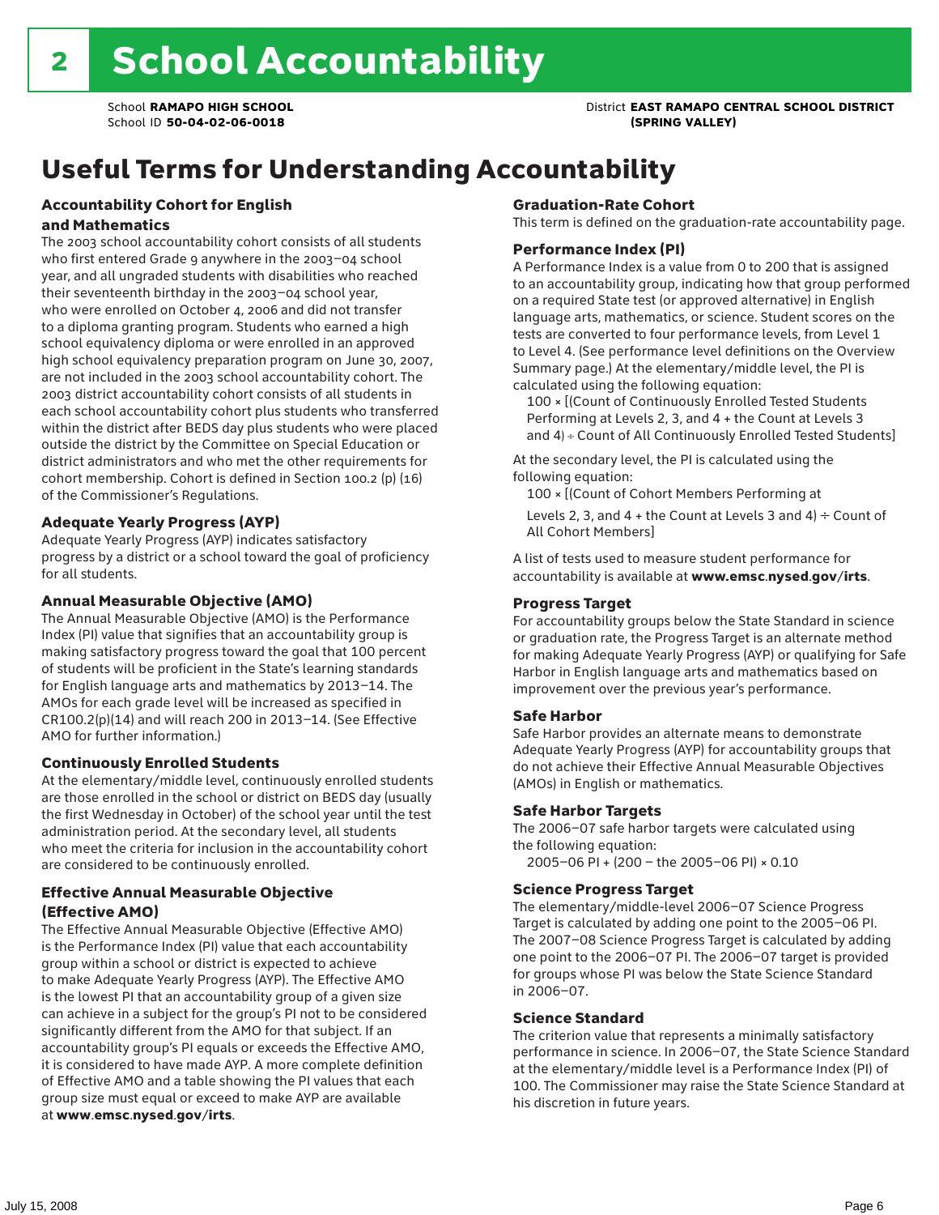# 2 School Accountability

School **RAMAPO HIGH SCHOOL**
School ID **50-04-02-06-0018**

District **EAST RAMAPO CENTRAL SCHOOL DISTRICT (SPRING VALLEY)**

## Useful Terms for Understanding Accountability

### Accountability Cohort for English and Mathematics

The 2003 school accountability cohort consists of all students who first entered Grade 9 anywhere in the 2003–04 school year, and all ungraded students with disabilities who reached their seventeenth birthday in the 2003–04 school year, who were enrolled on October 4, 2006 and did not transfer to a diploma granting program. Students who earned a high school equivalency diploma or were enrolled in an approved high school equivalency preparation program on June 30, 2007, are not included in the 2003 school accountability cohort. The 2003 district accountability cohort consists of all students in each school accountability cohort plus students who transferred within the district after BEDS day plus students who were placed outside the district by the Committee on Special Education or district administrators and who met the other requirements for cohort membership. Cohort is defined in Section 100.2 (p) (16) of the Commissioner's Regulations.

### Adequate Yearly Progress (AYP)

Adequate Yearly Progress (AYP) indicates satisfactory progress by a district or a school toward the goal of proficiency for all students.

### Annual Measurable Objective (AMO)

The Annual Measurable Objective (AMO) is the Performance Index (PI) value that signifies that an accountability group is making satisfactory progress toward the goal that 100 percent of students will be proficient in the State's learning standards for English language arts and mathematics by 2013–14. The AMOs for each grade level will be increased as specified in CR100.2(p)(14) and will reach 200 in 2013–14. (See Effective AMO for further information.)

### Continuously Enrolled Students

At the elementary/middle level, continuously enrolled students are those enrolled in the school or district on BEDS day (usually the first Wednesday in October) of the school year until the test administration period. At the secondary level, all students who meet the criteria for inclusion in the accountability cohort are considered to be continuously enrolled.

### Effective Annual Measurable Objective (Effective AMO)

The Effective Annual Measurable Objective (Effective AMO) is the Performance Index (PI) value that each accountability group within a school or district is expected to achieve to make Adequate Yearly Progress (AYP). The Effective AMO is the lowest PI that an accountability group of a given size can achieve in a subject for the group's PI not to be considered significantly different from the AMO for that subject. If an accountability group's PI equals or exceeds the Effective AMO, it is considered to have made AYP. A more complete definition of Effective AMO and a table showing the PI values that each group size must equal or exceed to make AYP are available at **www.emsc.nysed.gov/irts**.

### Graduation-Rate Cohort

This term is defined on the graduation-rate accountability page.

### Performance Index (PI)

A Performance Index is a value from 0 to 200 that is assigned to an accountability group, indicating how that group performed on a required State test (or approved alternative) in English language arts, mathematics, or science. Student scores on the tests are converted to four performance levels, from Level 1 to Level 4. (See performance level definitions on the Overview Summary page.) At the elementary/middle level, the PI is calculated using the following equation:

100 × [(Count of Continuously Enrolled Tested Students Performing at Levels 2, 3, and 4 + the Count at Levels 3 and 4) ÷ Count of All Continuously Enrolled Tested Students]

At the secondary level, the PI is calculated using the following equation:

100 × [(Count of Cohort Members Performing at Levels 2, 3, and 4 + the Count at Levels 3 and 4) ÷ Count of All Cohort Members]

A list of tests used to measure student performance for accountability is available at **www.emsc.nysed.gov/irts**.

### Progress Target

For accountability groups below the State Standard in science or graduation rate, the Progress Target is an alternate method for making Adequate Yearly Progress (AYP) or qualifying for Safe Harbor in English language arts and mathematics based on improvement over the previous year's performance.

### Safe Harbor

Safe Harbor provides an alternate means to demonstrate Adequate Yearly Progress (AYP) for accountability groups that do not achieve their Effective Annual Measurable Objectives (AMOs) in English or mathematics.

### Safe Harbor Targets

The 2006–07 safe harbor targets were calculated using the following equation:

2005–06 PI + (200 – the 2005–06 PI) × 0.10

### Science Progress Target

The elementary/middle-level 2006–07 Science Progress Target is calculated by adding one point to the 2005–06 PI. The 2007–08 Science Progress Target is calculated by adding one point to the 2006–07 PI. The 2006–07 target is provided for groups whose PI was below the State Science Standard in 2006–07.

### Science Standard

The criterion value that represents a minimally satisfactory performance in science. In 2006–07, the State Science Standard at the elementary/middle level is a Performance Index (PI) of 100. The Commissioner may raise the State Science Standard at his discretion in future years.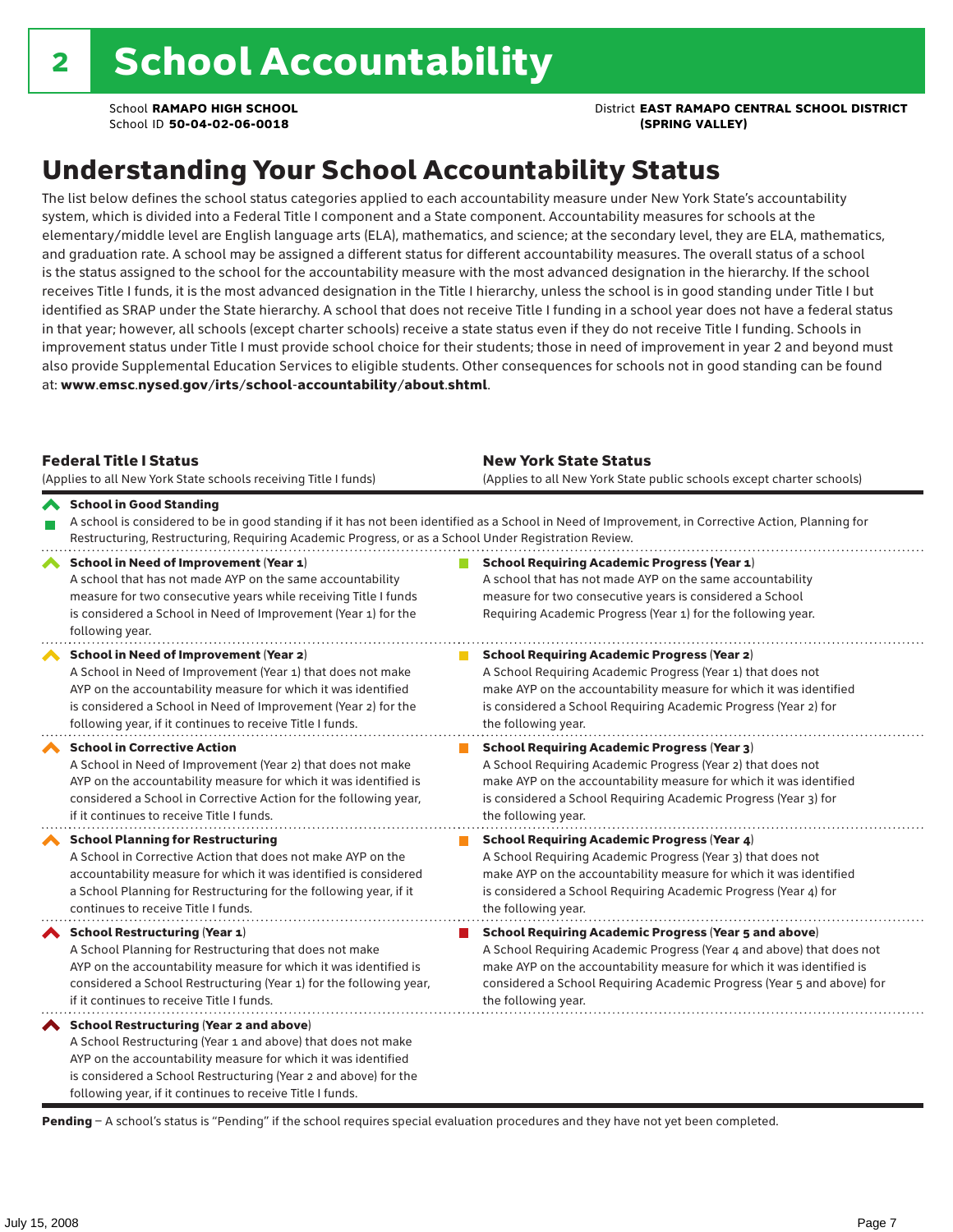# 2 School Accountability

School **RAMAPO HIGH SCHOOL**
School ID **50-04-02-06-0018**

District **EAST RAMAPO CENTRAL SCHOOL DISTRICT (SPRING VALLEY)**

## Understanding Your School Accountability Status

The list below defines the school status categories applied to each accountability measure under New York State's accountability system, which is divided into a Federal Title I component and a State component. Accountability measures for schools at the elementary/middle level are English language arts (ELA), mathematics, and science; at the secondary level, they are ELA, mathematics, and graduation rate. A school may be assigned a different status for different accountability measures. The overall status of a school is the status assigned to the school for the accountability measure with the most advanced designation in the hierarchy. If the school receives Title I funds, it is the most advanced designation in the Title I hierarchy, unless the school is in good standing under Title I but identified as SRAP under the State hierarchy. A school that does not receive Title I funding in a school year does not have a federal status in that year; however, all schools (except charter schools) receive a state status even if they do not receive Title I funding. Schools in improvement status under Title I must provide school choice for their students; those in need of improvement in year 2 and beyond must also provide Supplemental Education Services to eligible students. Other consequences for schools not in good standing can be found at: **www.emsc.nysed.gov/irts/school-accountability/about.shtml**.

| **Federal Title I Status** (Applies to all New York State schools receiving Title I funds) | **New York State Status** (Applies to all New York State public schools except charter schools) |
|---|---|
| **School in Good Standing** A school is considered to be in good standing if it has not been identified as a School in Need of Improvement, in Corrective Action, Planning for Restructuring, Restructuring, Requiring Academic Progress, or as a School Under Registration Review. | |
| **School in Need of Improvement (Year 1)** A school that has not made AYP on the same accountability measure for two consecutive years while receiving Title I funds is considered a School in Need of Improvement (Year 1) for the following year. | **School Requiring Academic Progress (Year 1)** A school that has not made AYP on the same accountability measure for two consecutive years is considered a School Requiring Academic Progress (Year 1) for the following year. |
| **School in Need of Improvement (Year 2)** A School in Need of Improvement (Year 1) that does not make AYP on the accountability measure for which it was identified is considered a School in Need of Improvement (Year 2) for the following year, if it continues to receive Title I funds. | **School Requiring Academic Progress (Year 2)** A School Requiring Academic Progress (Year 1) that does not make AYP on the accountability measure for which it was identified is considered a School Requiring Academic Progress (Year 2) for the following year. |
| **School in Corrective Action** A School in Need of Improvement (Year 2) that does not make AYP on the accountability measure for which it was identified is considered a School in Corrective Action for the following year, if it continues to receive Title I funds. | **School Requiring Academic Progress (Year 3)** A School Requiring Academic Progress (Year 2) that does not make AYP on the accountability measure for which it was identified is considered a School Requiring Academic Progress (Year 3) for the following year. |
| **School Planning for Restructuring** A School in Corrective Action that does not make AYP on the accountability measure for which it was identified is considered a School Planning for Restructuring for the following year, if it continues to receive Title I funds. | **School Requiring Academic Progress (Year 4)** A School Requiring Academic Progress (Year 3) that does not make AYP on the accountability measure for which it was identified is considered a School Requiring Academic Progress (Year 4) for the following year. |
| **School Restructuring (Year 1)** A School Planning for Restructuring that does not make AYP on the accountability measure for which it was identified is considered a School Restructuring (Year 1) for the following year, if it continues to receive Title I funds. | **School Requiring Academic Progress (Year 5 and above)** A School Requiring Academic Progress (Year 4 and above) that does not make AYP on the accountability measure for which it was identified is considered a School Requiring Academic Progress (Year 5 and above) for the following year. |
| **School Restructuring (Year 2 and above)** A School Restructuring (Year 1 and above) that does not make AYP on the accountability measure for which it was identified is considered a School Restructuring (Year 2 and above) for the following year, if it continues to receive Title I funds. | |

**Pending** – A school's status is "Pending" if the school requires special evaluation procedures and they have not yet been completed.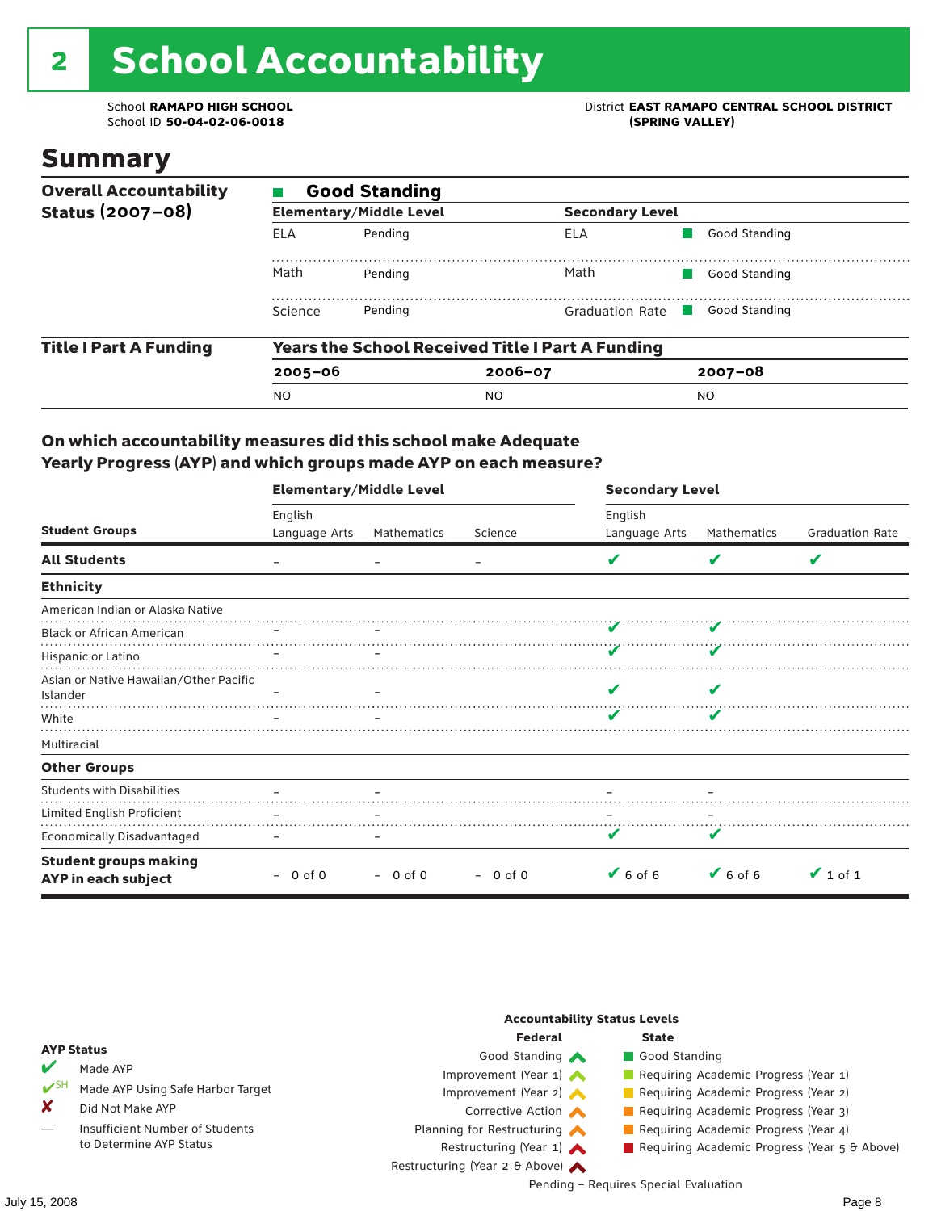# 2 School Accountability

School **RAMAPO HIGH SCHOOL**
School ID **50-04-02-06-0018**

District **EAST RAMAPO CENTRAL SCHOOL DISTRICT (SPRING VALLEY)**

## Summary

| Overall Accountability Status (2007–08) | Good Standing | | | |
|---|---|---|---|---|
| | **Elementary/Middle Level** | | **Secondary Level** | |
| | ELA | Pending | ELA | Good Standing |
| | Math | Pending | Math | Good Standing |
| | Science | Pending | Graduation Rate | Good Standing |

| Title I Part A Funding | Years the School Received Title I Part A Funding | | |
|---|---|---|---|
| | **2005–06** | **2006–07** | **2007–08** |
| | NO | NO | NO |

### On which accountability measures did this school make Adequate Yearly Progress (AYP) and which groups made AYP on each measure?

| Student Groups | Elementary/Middle Level English Language Arts | Elementary/Middle Level Mathematics | Elementary/Middle Level Science | Secondary Level English Language Arts | Secondary Level Mathematics | Secondary Level Graduation Rate |
|---|---|---|---|---|---|---|
| **All Students** | – | – | – | ✔ | ✔ | ✔ |
| **Ethnicity** | | | | | | |
| American Indian or Alaska Native | | | | | | |
| Black or African American | – | – | | ✔ | ✔ | |
| Hispanic or Latino | – | – | | ✔ | ✔ | |
| Asian or Native Hawaiian/Other Pacific Islander | – | – | | ✔ | ✔ | |
| White | – | – | | ✔ | ✔ | |
| Multiracial | | | | | | |
| **Other Groups** | | | | | | |
| Students with Disabilities | – | – | | – | – | |
| Limited English Proficient | – | – | | – | – | |
| Economically Disadvantaged | – | – | | ✔ | ✔ | |
| **Student groups making AYP in each subject** | – 0 of 0 | – 0 of 0 | – 0 of 0 | ✔ 6 of 6 | ✔ 6 of 6 | ✔ 1 of 1 |

**AYP Status**

- ✔ Made AYP
- ✔SH Made AYP Using Safe Harbor Target
- ✘ Did Not Make AYP
- — Insufficient Number of Students to Determine AYP Status

**Accountability Status Levels**

| Federal | State |
|---|---|
| Good Standing | Good Standing |
| Improvement (Year 1) | Requiring Academic Progress (Year 1) |
| Improvement (Year 2) | Requiring Academic Progress (Year 2) |
| Corrective Action | Requiring Academic Progress (Year 3) |
| Planning for Restructuring | Requiring Academic Progress (Year 4) |
| Restructuring (Year 1) | Requiring Academic Progress (Year 5 & Above) |
| Restructuring (Year 2 & Above) | |

Pending – Requires Special Evaluation

July 15, 2008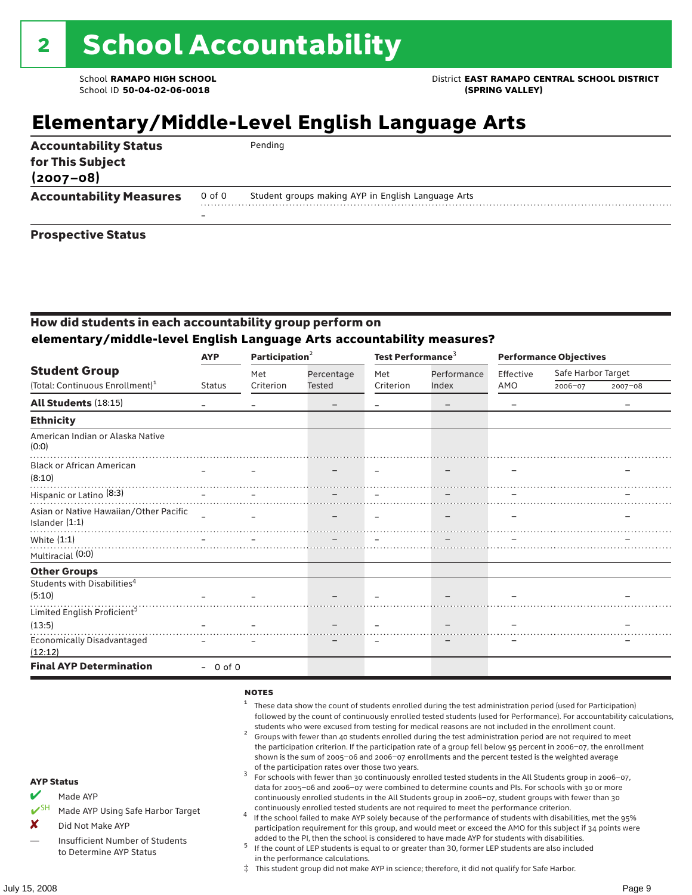# 2 School Accountability

School **RAMAPO HIGH SCHOOL**
School ID **50-04-02-06-0018**

District **EAST RAMAPO CENTRAL SCHOOL DISTRICT (SPRING VALLEY)**

## Elementary/Middle-Level English Language Arts

| | | |
|---|---|---|
| **Accountability Status for This Subject (2007–08)** | | Pending |
| **Accountability Measures** | 0 of 0 | Student groups making AYP in English Language Arts |
| | – | |
| **Prospective Status** | | |

### How did students in each accountability group perform on elementary/middle-level English Language Arts accountability measures?

| Student Group (Total: Continuous Enrollment)[1] | AYP Status | Participation[2] Met Criterion | Participation[2] Percentage Tested | Test Performance[3] Met Criterion | Test Performance[3] Performance Index | Performance Objectives Effective AMO | Safe Harbor Target 2006–07 | Safe Harbor Target 2007–08 |
|---|---|---|---|---|---|---|---|---|
| **All Students** (18:15) | – | – | – | – | – | – | | – |
| **Ethnicity** | | | | | | | | |
| American Indian or Alaska Native (0:0) | | | | | | | | |
| Black or African American (8:10) | – | – | – | – | – | – | | – |
| Hispanic or Latino (8:3) | – | – | – | – | – | – | | – |
| Asian or Native Hawaiian/Other Pacific Islander (1:1) | – | – | – | – | – | – | | – |
| White (1:1) | – | – | – | – | – | – | | – |
| Multiracial (0:0) | | | | | | | | |
| **Other Groups** | | | | | | | | |
| Students with Disabilities[4] (5:10) | – | – | – | – | – | – | | – |
| Limited English Proficient[5] (13:5) | – | – | – | – | – | – | | – |
| Economically Disadvantaged (12:12) | – | – | – | – | – | – | | – |
| **Final AYP Determination** | – 0 of 0 | | | | | | | |

**AYP Status**

- ✔ Made AYP
- ✔SH Made AYP Using Safe Harbor Target
- ✘ Did Not Make AYP
- — Insufficient Number of Students to Determine AYP Status

**NOTES**

1. These data show the count of students enrolled during the test administration period (used for Participation) followed by the count of continuously enrolled tested students (used for Performance). For accountability calculations, students who were excused from testing for medical reasons are not included in the enrollment count.
2. Groups with fewer than 40 students enrolled during the test administration period are not required to meet the participation criterion. If the participation rate of a group fell below 95 percent in 2006–07, the enrollment shown is the sum of 2005–06 and 2006–07 enrollments and the percent tested is the weighted average of the participation rates over those two years.
3. For schools with fewer than 30 continuously enrolled tested students in the All Students group in 2006–07, data for 2005–06 and 2006–07 were combined to determine counts and PIs. For schools with 30 or more continuously enrolled students in the All Students group in 2006–07, student groups with fewer than 30 continuously enrolled tested students are not required to meet the performance criterion.
4. If the school failed to make AYP solely because of the performance of students with disabilities, met the 95% participation requirement for this group, and would meet or exceed the AMO for this subject if 34 points were added to the PI, then the school is considered to have made AYP for students with disabilities.
5. If the count of LEP students is equal to or greater than 30, former LEP students are also included in the performance calculations.

‡ This student group did not make AYP in science; therefore, it did not qualify for Safe Harbor.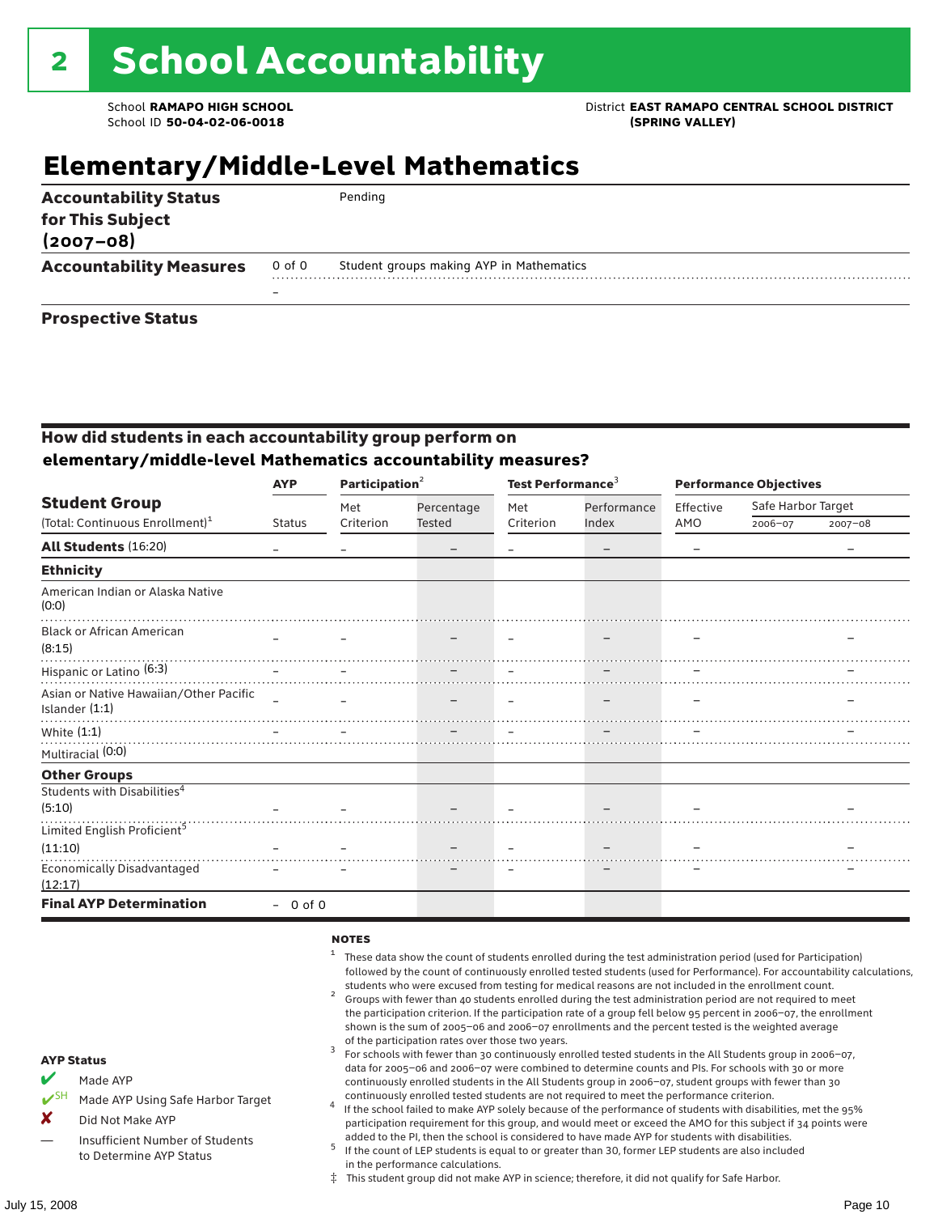# 2 School Accountability

School **RAMAPO HIGH SCHOOL**
School ID **50-04-02-06-0018**

District **EAST RAMAPO CENTRAL SCHOOL DISTRICT (SPRING VALLEY)**

## Elementary/Middle-Level Mathematics

| | | |
|---|---|---|
| **Accountability Status for This Subject (2007–08)** | | Pending |
| **Accountability Measures** | 0 of 0 | Student groups making AYP in Mathematics |
| | – | |
| **Prospective Status** | | |

### How did students in each accountability group perform on elementary/middle-level Mathematics accountability measures?

| Student Group (Total: Continuous Enrollment)[1] | AYP Status | Participation[2] Met Criterion | Participation[2] Percentage Tested | Test Performance[3] Met Criterion | Test Performance[3] Performance Index | Performance Objectives Effective AMO | Safe Harbor Target 2006–07 | Safe Harbor Target 2007–08 |
|---|---|---|---|---|---|---|---|---|
| **All Students** (16:20) | – | – | – | – | – | – | | – |
| **Ethnicity** | | | | | | | | |
| American Indian or Alaska Native (0:0) | | | | | | | | |
| Black or African American (8:15) | – | – | – | – | – | – | | – |
| Hispanic or Latino (6:3) | – | – | – | – | – | – | | – |
| Asian or Native Hawaiian/Other Pacific Islander (1:1) | – | – | – | – | – | – | | – |
| White (1:1) | – | – | – | – | – | – | | – |
| Multiracial (0:0) | | | | | | | | |
| **Other Groups** | | | | | | | | |
| Students with Disabilities[4] (5:10) | – | – | – | – | – | – | | – |
| Limited English Proficient[5] (11:10) | – | – | – | – | – | – | | – |
| Economically Disadvantaged (12:17) | – | – | – | – | – | – | | – |
| **Final AYP Determination** | – 0 of 0 | | | | | | | |

**AYP Status**

- ✔ Made AYP
- ✔SH Made AYP Using Safe Harbor Target
- ✘ Did Not Make AYP
- — Insufficient Number of Students to Determine AYP Status

**NOTES**

[1] These data show the count of students enrolled during the test administration period (used for Participation) followed by the count of continuously enrolled tested students (used for Performance). For accountability calculations, students who were excused from testing for medical reasons are not included in the enrollment count.

[2] Groups with fewer than 40 students enrolled during the test administration period are not required to meet the participation criterion. If the participation rate of a group fell below 95 percent in 2006–07, the enrollment shown is the sum of 2005–06 and 2006–07 enrollments and the percent tested is the weighted average of the participation rates over those two years.

[3] For schools with fewer than 30 continuously enrolled tested students in the All Students group in 2006–07, data for 2005–06 and 2006–07 were combined to determine counts and PIs. For schools with 30 or more continuously enrolled students in the All Students group in 2006–07, student groups with fewer than 30 continuously enrolled tested students are not required to meet the performance criterion.

[4] If the school failed to make AYP solely because of the performance of students with disabilities, met the 95% participation requirement for this group, and would meet or exceed the AMO for this subject if 34 points were added to the PI, then the school is considered to have made AYP for students with disabilities.

[5] If the count of LEP students is equal to or greater than 30, former LEP students are also included in the performance calculations.

‡ This student group did not make AYP in science; therefore, it did not qualify for Safe Harbor.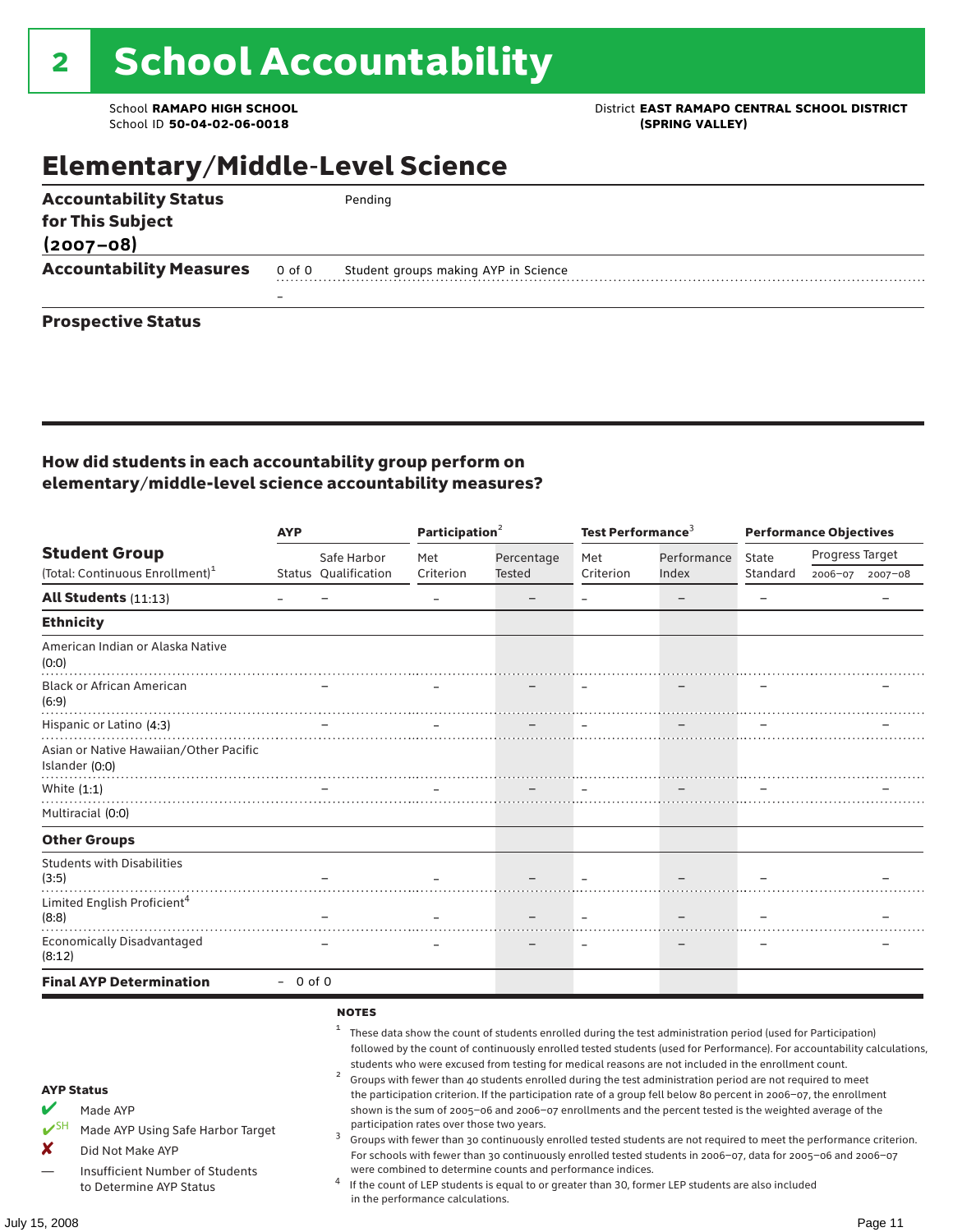# 2 School Accountability

School **RAMAPO HIGH SCHOOL**
School ID **50-04-02-06-0018**

District **EAST RAMAPO CENTRAL SCHOOL DISTRICT (SPRING VALLEY)**

## Elementary/Middle-Level Science

| | | |
|---|---|---|
| **Accountability Status for This Subject (2007–08)** | | Pending |
| **Accountability Measures** | 0 of 0 | Student groups making AYP in Science |
| | – | |
| **Prospective Status** | | |

### How did students in each accountability group perform on elementary/middle-level science accountability measures?

| Student Group (Total: Continuous Enrollment)[1] | AYP | | Participation[2] | | Test Performance[3] | | Performance Objectives | | |
|---|---|---|---|---|---|---|---|---|---|
| | Status | Safe Harbor Qualification | Met Criterion | Percentage Tested | Met Criterion | Performance Index | State Standard | Progress Target 2006–07 | Progress Target 2007–08 |
| **All Students** (11:13) | – | – | – | – | – | – | – | | – |
| **Ethnicity** | | | | | | | | | |
| American Indian or Alaska Native (0:0) | | | | | | | | | |
| Black or African American (6:9) | | – | – | – | – | – | – | | – |
| Hispanic or Latino (4:3) | | – | – | – | – | – | – | | – |
| Asian or Native Hawaiian/Other Pacific Islander (0:0) | | | | | | | | | |
| White (1:1) | | – | – | – | – | – | – | | – |
| Multiracial (0:0) | | | | | | | | | |
| **Other Groups** | | | | | | | | | |
| Students with Disabilities (3:5) | | – | – | – | – | – | – | | – |
| Limited English Proficient[4] (8:8) | | – | – | – | – | – | – | | – |
| Economically Disadvantaged (8:12) | | – | – | – | – | – | – | | – |
| **Final AYP Determination** | – | 0 of 0 | | | | | | | |

**AYP Status**

- ✔ Made AYP
- ✔SH Made AYP Using Safe Harbor Target
- ✘ Did Not Make AYP
- — Insufficient Number of Students to Determine AYP Status

**NOTES**

1. These data show the count of students enrolled during the test administration period (used for Participation) followed by the count of continuously enrolled tested students (used for Performance). For accountability calculations, students who were excused from testing for medical reasons are not included in the enrollment count.
2. Groups with fewer than 40 students enrolled during the test administration period are not required to meet the participation criterion. If the participation rate of a group fell below 80 percent in 2006–07, the enrollment shown is the sum of 2005–06 and 2006–07 enrollments and the percent tested is the weighted average of the participation rates over those two years.
3. Groups with fewer than 30 continuously enrolled tested students are not required to meet the performance criterion. For schools with fewer than 30 continuously enrolled tested students in 2006–07, data for 2005–06 and 2006–07 were combined to determine counts and performance indices.
4. If the count of LEP students is equal to or greater than 30, former LEP students are also included in the performance calculations.

July 15, 2008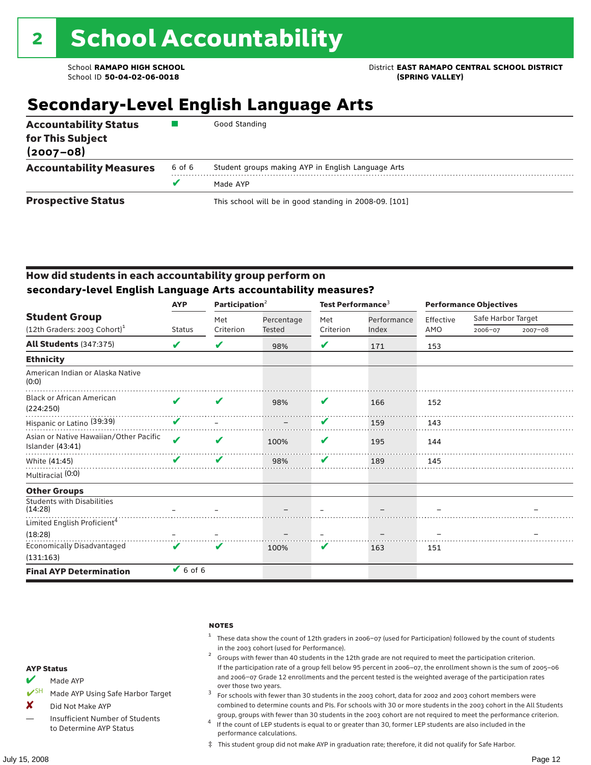# 2 School Accountability

School **RAMAPO HIGH SCHOOL**
School ID **50-04-02-06-0018**

District **EAST RAMAPO CENTRAL SCHOOL DISTRICT (SPRING VALLEY)**

## Secondary-Level English Language Arts

| | | |
|---|---|---|
| **Accountability Status for This Subject (2007–08)** | ■ | Good Standing |
| **Accountability Measures** | 6 of 6 | Student groups making AYP in English Language Arts |
| | ✔ | Made AYP |
| **Prospective Status** | | This school will be in good standing in 2008-09. [101] |

### How did students in each accountability group perform on secondary-level English Language Arts accountability measures?

| Student Group (12th Graders: 2003 Cohort)[1] | AYP Status | Participation[2] Met Criterion | Participation[2] Percentage Tested | Test Performance[3] Met Criterion | Test Performance[3] Performance Index | Performance Objectives Effective AMO | Safe Harbor Target 2006–07 | Safe Harbor Target 2007–08 |
|---|---|---|---|---|---|---|---|---|
| **All Students** (347:375) | ✔ | ✔ | 98% | ✔ | 171 | 153 | | |
| **Ethnicity** | | | | | | | | |
| American Indian or Alaska Native (0:0) | | | | | | | | |
| Black or African American (224:250) | ✔ | ✔ | 98% | ✔ | 166 | 152 | | |
| Hispanic or Latino (39:39) | ✔ | – | – | ✔ | 159 | 143 | | |
| Asian or Native Hawaiian/Other Pacific Islander (43:41) | ✔ | ✔ | 100% | ✔ | 195 | 144 | | |
| White (41:45) | ✔ | ✔ | 98% | ✔ | 189 | 145 | | |
| Multiracial (0:0) | | | | | | | | |
| **Other Groups** | | | | | | | | |
| Students with Disabilities (14:28) | – | – | – | – | – | – | | – |
| Limited English Proficient[4] (18:28) | – | – | – | – | – | – | | – |
| Economically Disadvantaged (131:163) | ✔ | ✔ | 100% | ✔ | 163 | 151 | | |
| **Final AYP Determination** | ✔ 6 of 6 | | | | | | | |

**NOTES**

1. These data show the count of 12th graders in 2006–07 (used for Participation) followed by the count of students in the 2003 cohort (used for Performance).
2. Groups with fewer than 40 students in the 12th grade are not required to meet the participation criterion. If the participation rate of a group fell below 95 percent in 2006–07, the enrollment shown is the sum of 2005–06 and 2006–07 Grade 12 enrollments and the percent tested is the weighted average of the participation rates over those two years.
3. For schools with fewer than 30 students in the 2003 cohort, data for 2002 and 2003 cohort members were combined to determine counts and PIs. For schools with 30 or more students in the 2003 cohort in the All Students group, groups with fewer than 30 students in the 2003 cohort are not required to meet the performance criterion.
4. If the count of LEP students is equal to or greater than 30, former LEP students are also included in the performance calculations.

‡ This student group did not make AYP in graduation rate; therefore, it did not qualify for Safe Harbor.

**AYP Status**

- ✔ Made AYP
- ✔SH Made AYP Using Safe Harbor Target
- ✘ Did Not Make AYP
- — Insufficient Number of Students to Determine AYP Status

July 15, 2008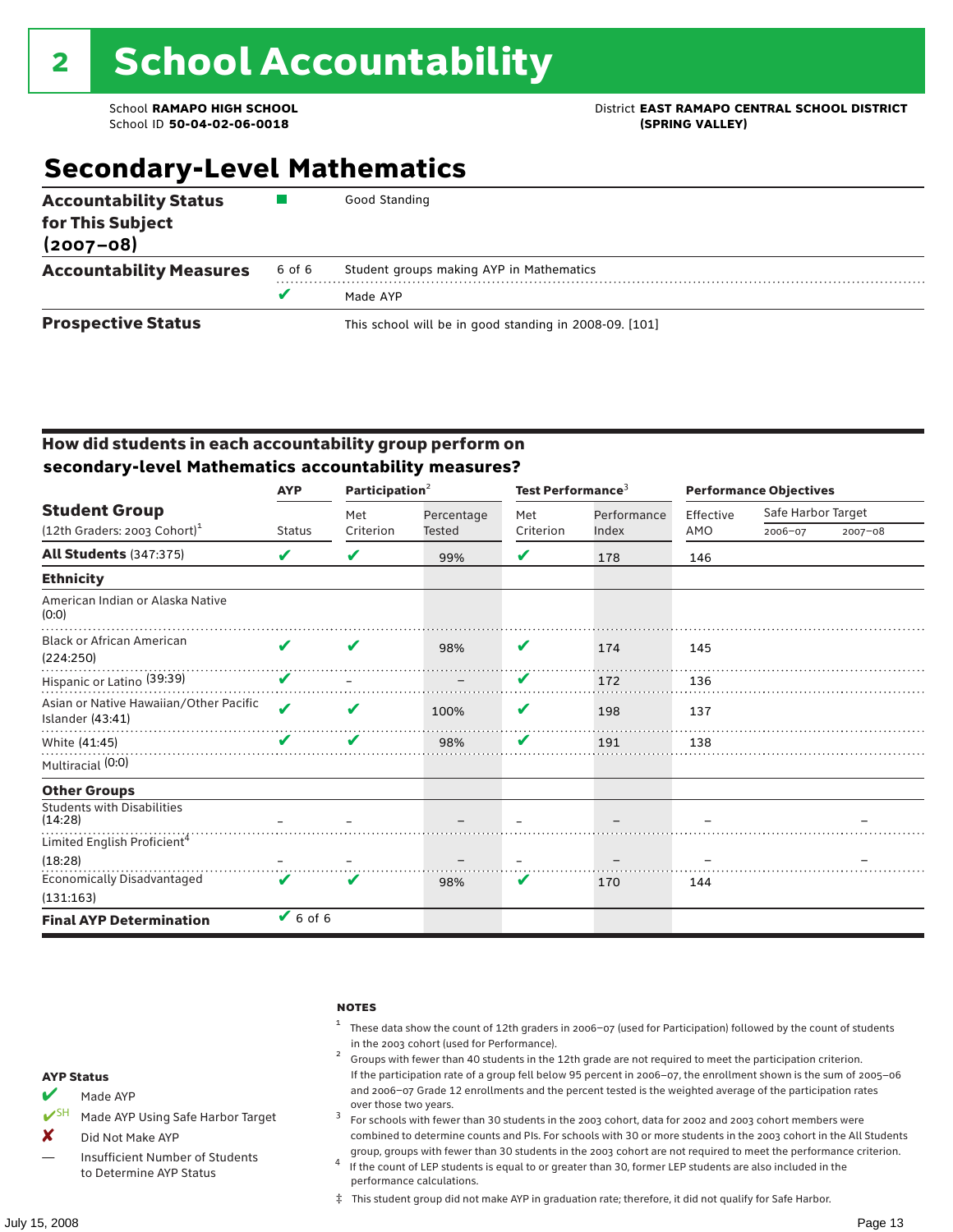# 2 School Accountability

School **RAMAPO HIGH SCHOOL**
School ID **50-04-02-06-0018**

District **EAST RAMAPO CENTRAL SCHOOL DISTRICT (SPRING VALLEY)**

## Secondary-Level Mathematics

| | | |
|---|---|---|
| **Accountability Status for This Subject (2007–08)** | ■ | Good Standing |
| **Accountability Measures** | 6 of 6 | Student groups making AYP in Mathematics |
| | ✔ | Made AYP |
| **Prospective Status** | | This school will be in good standing in 2008-09. [101] |

### How did students in each accountability group perform on secondary-level Mathematics accountability measures?

| Student Group (12th Graders: 2003 Cohort)[1] | AYP Status | Participation[2] Met Criterion | Participation[2] Percentage Tested | Test Performance[3] Met Criterion | Test Performance[3] Performance Index | Performance Objectives Effective AMO | Safe Harbor Target 2006–07 | Safe Harbor Target 2007–08 |
|---|---|---|---|---|---|---|---|---|
| **All Students** (347:375) | ✔ | ✔ | 99% | ✔ | 178 | 146 | | |
| **Ethnicity** | | | | | | | | |
| American Indian or Alaska Native (0:0) | | | | | | | | |
| Black or African American (224:250) | ✔ | ✔ | 98% | ✔ | 174 | 145 | | |
| Hispanic or Latino (39:39) | ✔ | – | – | ✔ | 172 | 136 | | |
| Asian or Native Hawaiian/Other Pacific Islander (43:41) | ✔ | ✔ | 100% | ✔ | 198 | 137 | | |
| White (41:45) | ✔ | ✔ | 98% | ✔ | 191 | 138 | | |
| Multiracial (0:0) | | | | | | | | |
| **Other Groups** | | | | | | | | |
| Students with Disabilities (14:28) | – | – | – | – | – | – | | – |
| Limited English Proficient[4] (18:28) | – | – | – | – | – | – | | – |
| Economically Disadvantaged (131:163) | ✔ | ✔ | 98% | ✔ | 170 | 144 | | |
| **Final AYP Determination** | ✔ 6 of 6 | | | | | | | |

**AYP Status**

- ✔ Made AYP
- ✔SH Made AYP Using Safe Harbor Target
- ✘ Did Not Make AYP
- — Insufficient Number of Students to Determine AYP Status

**NOTES**

1. These data show the count of 12th graders in 2006–07 (used for Participation) followed by the count of students in the 2003 cohort (used for Performance).
2. Groups with fewer than 40 students in the 12th grade are not required to meet the participation criterion. If the participation rate of a group fell below 95 percent in 2006–07, the enrollment shown is the sum of 2005–06 and 2006–07 Grade 12 enrollments and the percent tested is the weighted average of the participation rates over those two years.
3. For schools with fewer than 30 students in the 2003 cohort, data for 2002 and 2003 cohort members were combined to determine counts and PIs. For schools with 30 or more students in the 2003 cohort in the All Students group, groups with fewer than 30 students in the 2003 cohort are not required to meet the performance criterion.
4. If the count of LEP students is equal to or greater than 30, former LEP students are also included in the performance calculations.

‡ This student group did not make AYP in graduation rate; therefore, it did not qualify for Safe Harbor.

July 15, 2008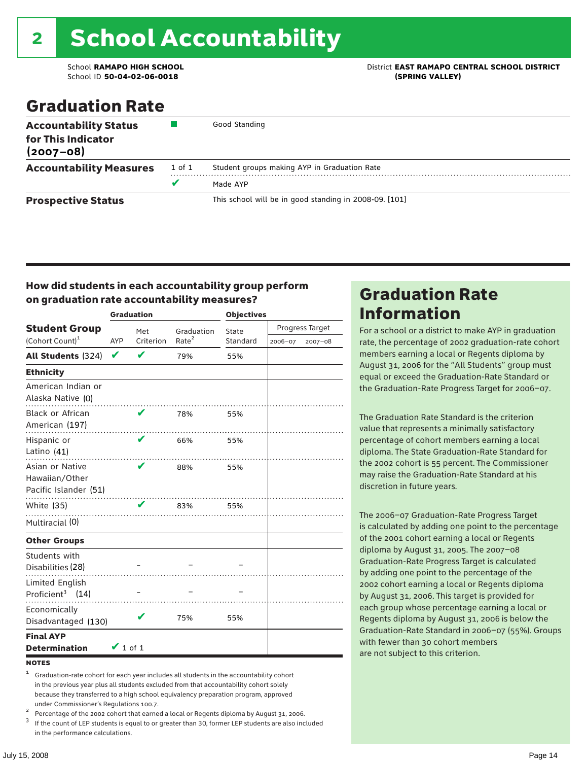# 2 School Accountability

School **RAMAPO HIGH SCHOOL**
School ID **50-04-02-06-0018**

District **EAST RAMAPO CENTRAL SCHOOL DISTRICT (SPRING VALLEY)**

## Graduation Rate

| | | |
|---|---|---|
| **Accountability Status for This Indicator (2007–08)** | ■ | Good Standing |
| **Accountability Measures** | 1 of 1 | Student groups making AYP in Graduation Rate |
| | ✔ | Made AYP |
| **Prospective Status** | | This school will be in good standing in 2008-09. [101] |

### How did students in each accountability group perform on graduation rate accountability measures?

| Student Group (Cohort Count)[1] | Graduation AYP | Met Criterion | Graduation Rate[2] | Objectives State Standard | Progress Target 2006–07 | Progress Target 2007–08 |
|---|---|---|---|---|---|---|
| **All Students** (324) | ✔ | ✔ | 79% | 55% | | |
| **Ethnicity** | | | | | | |
| American Indian or Alaska Native (0) | | | | | | |
| Black or African American (197) | | ✔ | 78% | 55% | | |
| Hispanic or Latino (41) | | ✔ | 66% | 55% | | |
| Asian or Native Hawaiian/Other Pacific Islander (51) | | ✔ | 88% | 55% | | |
| White (35) | | ✔ | 83% | 55% | | |
| Multiracial (0) | | | | | | |
| **Other Groups** | | | | | | |
| Students with Disabilities (28) | | – | – | – | | |
| Limited English Proficient[3] (14) | | – | – | – | | |
| Economically Disadvantaged (130) | | ✔ | 75% | 55% | | |
| **Final AYP Determination** | ✔ 1 of 1 | | | | | |

**NOTES**

[1] Graduation-rate cohort for each year includes all students in the accountability cohort in the previous year plus all students excluded from that accountability cohort solely because they transferred to a high school equivalency preparation program, approved under Commissioner's Regulations 100.7.

[2] Percentage of the 2002 cohort that earned a local or Regents diploma by August 31, 2006.

[3] If the count of LEP students is equal to or greater than 30, former LEP students are also included in the performance calculations.

## Graduation Rate Information

For a school or a district to make AYP in graduation rate, the percentage of 2002 graduation-rate cohort members earning a local or Regents diploma by August 31, 2006 for the "All Students" group must equal or exceed the Graduation-Rate Standard or the Graduation-Rate Progress Target for 2006–07.

The Graduation Rate Standard is the criterion value that represents a minimally satisfactory percentage of cohort members earning a local diploma. The State Graduation-Rate Standard for the 2002 cohort is 55 percent. The Commissioner may raise the Graduation-Rate Standard at his discretion in future years.

The 2006–07 Graduation-Rate Progress Target is calculated by adding one point to the percentage of the 2001 cohort earning a local or Regents diploma by August 31, 2005. The 2007–08 Graduation-Rate Progress Target is calculated by adding one point to the percentage of the 2002 cohort earning a local or Regents diploma by August 31, 2006. This target is provided for each group whose percentage earning a local or Regents diploma by August 31, 2006 is below the Graduation-Rate Standard in 2006–07 (55%). Groups with fewer than 30 cohort members are not subject to this criterion.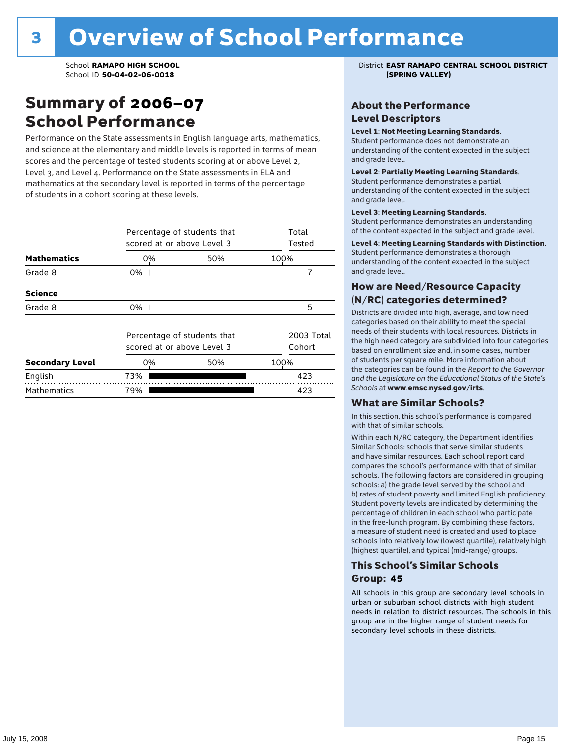# 3 Overview of School Performance

School **RAMAPO HIGH SCHOOL**
School ID **50-04-02-06-0018**

District **EAST RAMAPO CENTRAL SCHOOL DISTRICT (SPRING VALLEY)**

## Summary of 2006–07 School Performance

Performance on the State assessments in English language arts, mathematics, and science at the elementary and middle levels is reported in terms of mean scores and the percentage of tested students scoring at or above Level 2, Level 3, and Level 4. Performance on the State assessments in ELA and mathematics at the secondary level is reported in terms of the percentage of students in a cohort scoring at these levels.

| | Percentage of students that scored at or above Level 3 | Total Tested |
|---|---|---|
| **Mathematics** | | |
| Grade 8 | 0% | 7 |
| **Science** | | |
| Grade 8 | 0% | 5 |

| | Percentage of students that scored at or above Level 3 | 2003 Total Cohort |
|---|---|---|
| **Secondary Level** | | |
| English | 73% | 423 |
| Mathematics | 79% | 423 |

### About the Performance Level Descriptors

**Level 1**: **Not Meeting Learning Standards**. Student performance does not demonstrate an understanding of the content expected in the subject and grade level.

**Level 2**: **Partially Meeting Learning Standards**. Student performance demonstrates a partial understanding of the content expected in the subject and grade level.

**Level 3**: **Meeting Learning Standards**. Student performance demonstrates an understanding of the content expected in the subject and grade level.

**Level 4**: **Meeting Learning Standards with Distinction**. Student performance demonstrates a thorough understanding of the content expected in the subject and grade level.

### How are Need/Resource Capacity (N/RC) categories determined?

Districts are divided into high, average, and low need categories based on their ability to meet the special needs of their students with local resources. Districts in the high need category are subdivided into four categories based on enrollment size and, in some cases, number of students per square mile. More information about the categories can be found in the *Report to the Governor and the Legislature on the Educational Status of the State's Schools* at **www.emsc.nysed.gov/irts**.

### What are Similar Schools?

In this section, this school's performance is compared with that of similar schools.

Within each N/RC category, the Department identifies Similar Schools: schools that serve similar students and have similar resources. Each school report card compares the school's performance with that of similar schools. The following factors are considered in grouping schools: a) the grade level served by the school and b) rates of student poverty and limited English proficiency. Student poverty levels are indicated by determining the percentage of children in each school who participate in the free-lunch program. By combining these factors, a measure of student need is created and used to place schools into relatively low (lowest quartile), relatively high (highest quartile), and typical (mid-range) groups.

### This School's Similar Schools Group: 45

All schools in this group are secondary level schools in urban or suburban school districts with high student needs in relation to district resources. The schools in this group are in the higher range of student needs for secondary level schools in these districts.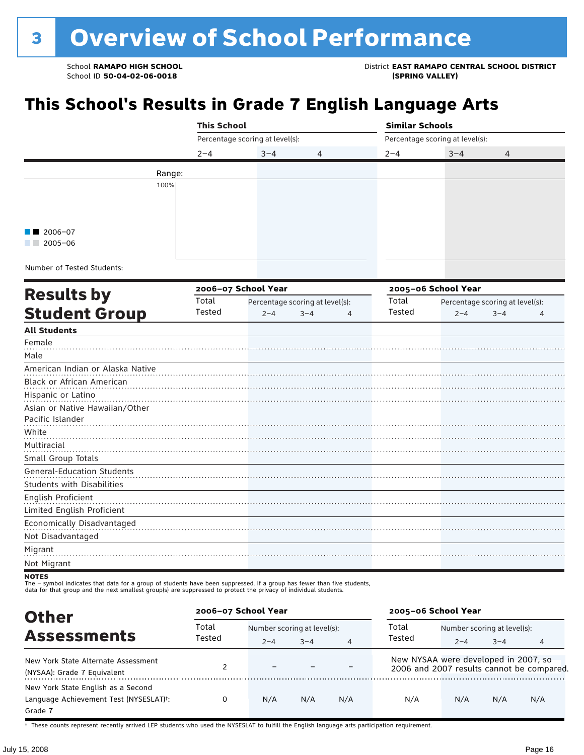# 3 Overview of School Performance

School **RAMAPO HIGH SCHOOL**
School ID **50-04-02-06-0018**

District **EAST RAMAPO CENTRAL SCHOOL DISTRICT (SPRING VALLEY)**

## This School's Results in Grade 7 English Language Arts

| | This School | | | Similar Schools | | |
|---|---|---|---|---|---|---|
| | Percentage scoring at level(s): | | | Percentage scoring at level(s): | | |
| | 2–4 | 3–4 | 4 | 2–4 | 3–4 | 4 |
| Range: | | | | | | |
| Number of Tested Students: | | | | | | |

■ ■ 2006–07
■ ■ 2005–06

## Results by Student Group

| | 2006–07 School Year | | | | 2005–06 School Year | | | |
|---|---|---|---|---|---|---|---|---|
| | Total Tested | Percentage scoring at level(s): 2–4 | 3–4 | 4 | Total Tested | Percentage scoring at level(s): 2–4 | 3–4 | 4 |
| **All Students** | | | | | | | | |
| Female | | | | | | | | |
| Male | | | | | | | | |
| American Indian or Alaska Native | | | | | | | | |
| Black or African American | | | | | | | | |
| Hispanic or Latino | | | | | | | | |
| Asian or Native Hawaiian/Other Pacific Islander | | | | | | | | |
| White | | | | | | | | |
| Multiracial | | | | | | | | |
| Small Group Totals | | | | | | | | |
| General-Education Students | | | | | | | | |
| Students with Disabilities | | | | | | | | |
| English Proficient | | | | | | | | |
| Limited English Proficient | | | | | | | | |
| Economically Disadvantaged | | | | | | | | |
| Not Disadvantaged | | | | | | | | |
| Migrant | | | | | | | | |
| Not Migrant | | | | | | | | |

**NOTES**
The – symbol indicates that data for a group of students have been suppressed. If a group has fewer than five students, data for that group and the next smallest group(s) are suppressed to protect the privacy of individual students.

## Other Assessments

| | 2006–07 School Year | | | | 2005–06 School Year | | | |
|---|---|---|---|---|---|---|---|---|
| | Total Tested | Number scoring at level(s): 2–4 | 3–4 | 4 | Total Tested | Number scoring at level(s): 2–4 | 3–4 | 4 |
| New York State Alternate Assessment (NYSAA): Grade 7 Equivalent | 2 | – | – | – | New NYSAA were developed in 2007, so 2006 and 2007 results cannot be compared. | | | |
| New York State English as a Second Language Achievement Test (NYSESLAT)†: Grade 7 | 0 | N/A | N/A | N/A | N/A | N/A | N/A | N/A |

† These counts represent recently arrived LEP students who used the NYSESLAT to fulfill the English language arts participation requirement.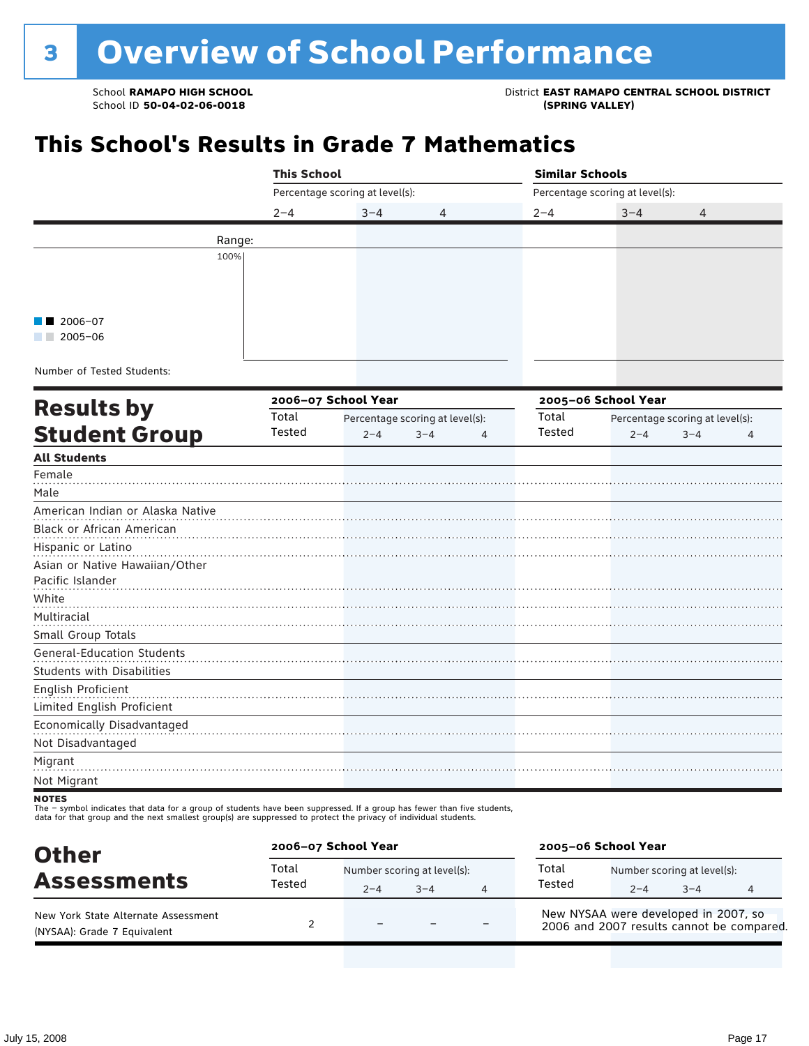# 3 Overview of School Performance

School **RAMAPO HIGH SCHOOL**
School ID **50-04-02-06-0018**

District **EAST RAMAPO CENTRAL SCHOOL DISTRICT (SPRING VALLEY)**

## This School's Results in Grade 7 Mathematics

| | This School | | | Similar Schools | | |
|---|---|---|---|---|---|---|
| | Percentage scoring at level(s): | | | Percentage scoring at level(s): | | |
| | 2–4 | 3–4 | 4 | 2–4 | 3–4 | 4 |
| Range: | | | | | | |
| 100% | | | | | | |
| Number of Tested Students: | | | | | | |

■■ 2006–07
■■ 2005–06

## Results by Student Group

| | 2006–07 School Year | | | | 2005–06 School Year | | | |
|---|---|---|---|---|---|---|---|---|
| | Total Tested | Percentage scoring at level(s): | | | Total Tested | Percentage scoring at level(s): | | |
| | | 2–4 | 3–4 | 4 | | 2–4 | 3–4 | 4 |
| **All Students** | | | | | | | | |
| Female | | | | | | | | |
| Male | | | | | | | | |
| American Indian or Alaska Native | | | | | | | | |
| Black or African American | | | | | | | | |
| Hispanic or Latino | | | | | | | | |
| Asian or Native Hawaiian/Other Pacific Islander | | | | | | | | |
| White | | | | | | | | |
| Multiracial | | | | | | | | |
| Small Group Totals | | | | | | | | |
| General-Education Students | | | | | | | | |
| Students with Disabilities | | | | | | | | |
| English Proficient | | | | | | | | |
| Limited English Proficient | | | | | | | | |
| Economically Disadvantaged | | | | | | | | |
| Not Disadvantaged | | | | | | | | |
| Migrant | | | | | | | | |
| Not Migrant | | | | | | | | |

**NOTES**
The – symbol indicates that data for a group of students have been suppressed. If a group has fewer than five students, data for that group and the next smallest group(s) are suppressed to protect the privacy of individual students.

## Other Assessments

| | 2006–07 School Year | | | | 2005–06 School Year | | | |
|---|---|---|---|---|---|---|---|---|
| | Total Tested | Number scoring at level(s): | | | Total Tested | Number scoring at level(s): | | |
| | | 2–4 | 3–4 | 4 | | 2–4 | 3–4 | 4 |
| New York State Alternate Assessment (NYSAA): Grade 7 Equivalent | 2 | – | – | – | New NYSAA were developed in 2007, so 2006 and 2007 results cannot be compared. | | | |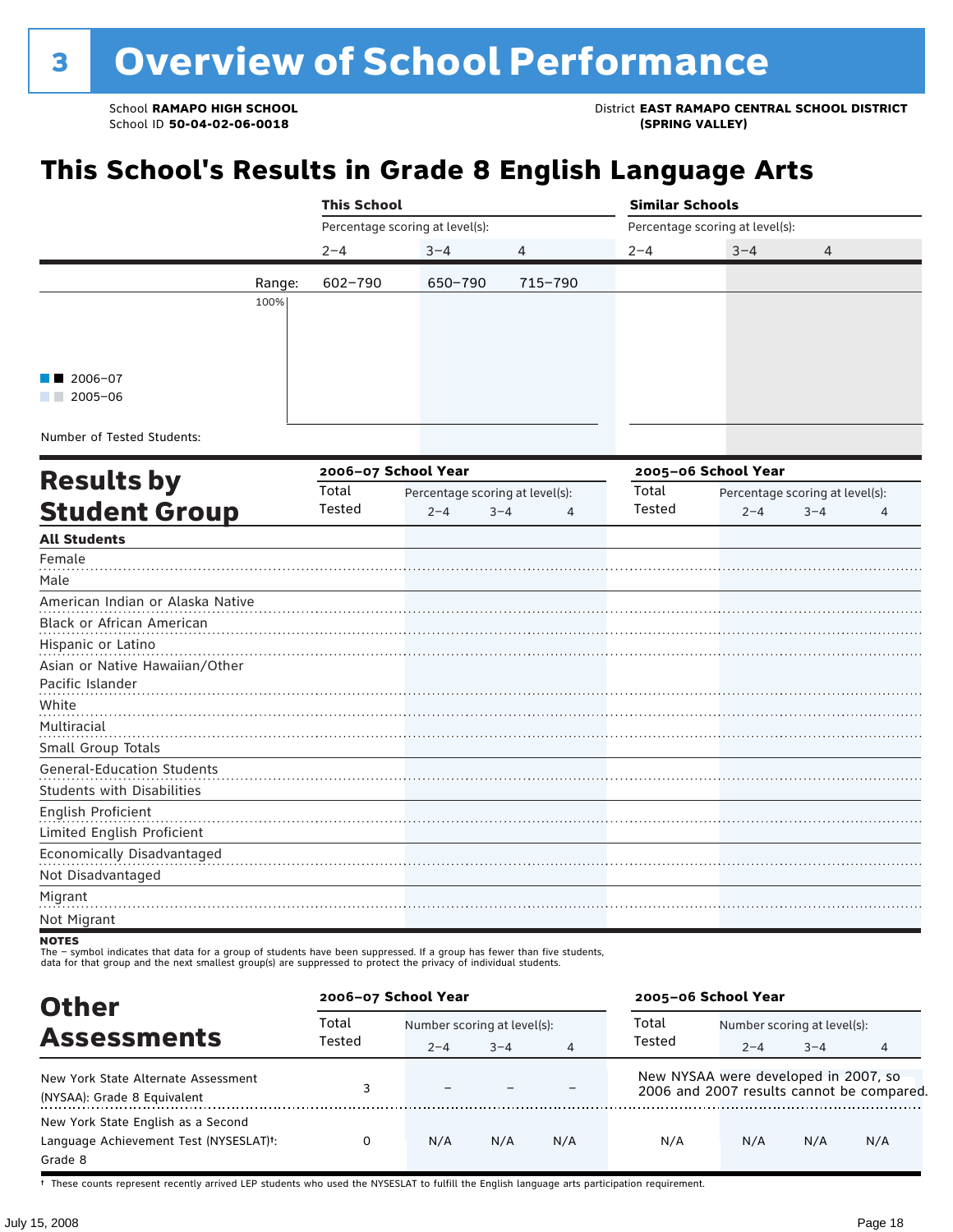# 3 Overview of School Performance

School **RAMAPO HIGH SCHOOL**
School ID **50-04-02-06-0018**

District **EAST RAMAPO CENTRAL SCHOOL DISTRICT (SPRING VALLEY)**

## This School's Results in Grade 8 English Language Arts

| | This School | | | Similar Schools | | |
|---|---|---|---|---|---|---|
| | Percentage scoring at level(s): | | | Percentage scoring at level(s): | | |
| | 2–4 | 3–4 | 4 | 2–4 | 3–4 | 4 |
| Range: | 602–790 | 650–790 | 715–790 | | | |

2006–07
2005–06

Number of Tested Students:

## Results by Student Group

| | 2006–07 School Year | | | | 2005–06 School Year | | | |
|---|---|---|---|---|---|---|---|---|
| | Total Tested | Percentage scoring at level(s): | | | Total Tested | Percentage scoring at level(s): | | |
| | | 2–4 | 3–4 | 4 | | 2–4 | 3–4 | 4 |
| **All Students** | | | | | | | | |
| Female | | | | | | | | |
| Male | | | | | | | | |
| American Indian or Alaska Native | | | | | | | | |
| Black or African American | | | | | | | | |
| Hispanic or Latino | | | | | | | | |
| Asian or Native Hawaiian/Other Pacific Islander | | | | | | | | |
| White | | | | | | | | |
| Multiracial | | | | | | | | |
| Small Group Totals | | | | | | | | |
| General-Education Students | | | | | | | | |
| Students with Disabilities | | | | | | | | |
| English Proficient | | | | | | | | |
| Limited English Proficient | | | | | | | | |
| Economically Disadvantaged | | | | | | | | |
| Not Disadvantaged | | | | | | | | |
| Migrant | | | | | | | | |
| Not Migrant | | | | | | | | |

**NOTES**
The – symbol indicates that data for a group of students have been suppressed. If a group has fewer than five students, data for that group and the next smallest group(s) are suppressed to protect the privacy of individual students.

## Other Assessments

| | 2006–07 School Year | | | | 2005–06 School Year | | | |
|---|---|---|---|---|---|---|---|---|
| | Total Tested | Number scoring at level(s): | | | Total Tested | Number scoring at level(s): | | |
| | | 2–4 | 3–4 | 4 | | 2–4 | 3–4 | 4 |
| New York State Alternate Assessment (NYSAA): Grade 8 Equivalent | 3 | – | – | – | New NYSAA were developed in 2007, so 2006 and 2007 results cannot be compared. | | | |
| New York State English as a Second Language Achievement Test (NYSESLAT)†: Grade 8 | 0 | N/A | N/A | N/A | N/A | N/A | N/A | N/A |

† These counts represent recently arrived LEP students who used the NYSESLAT to fulfill the English language arts participation requirement.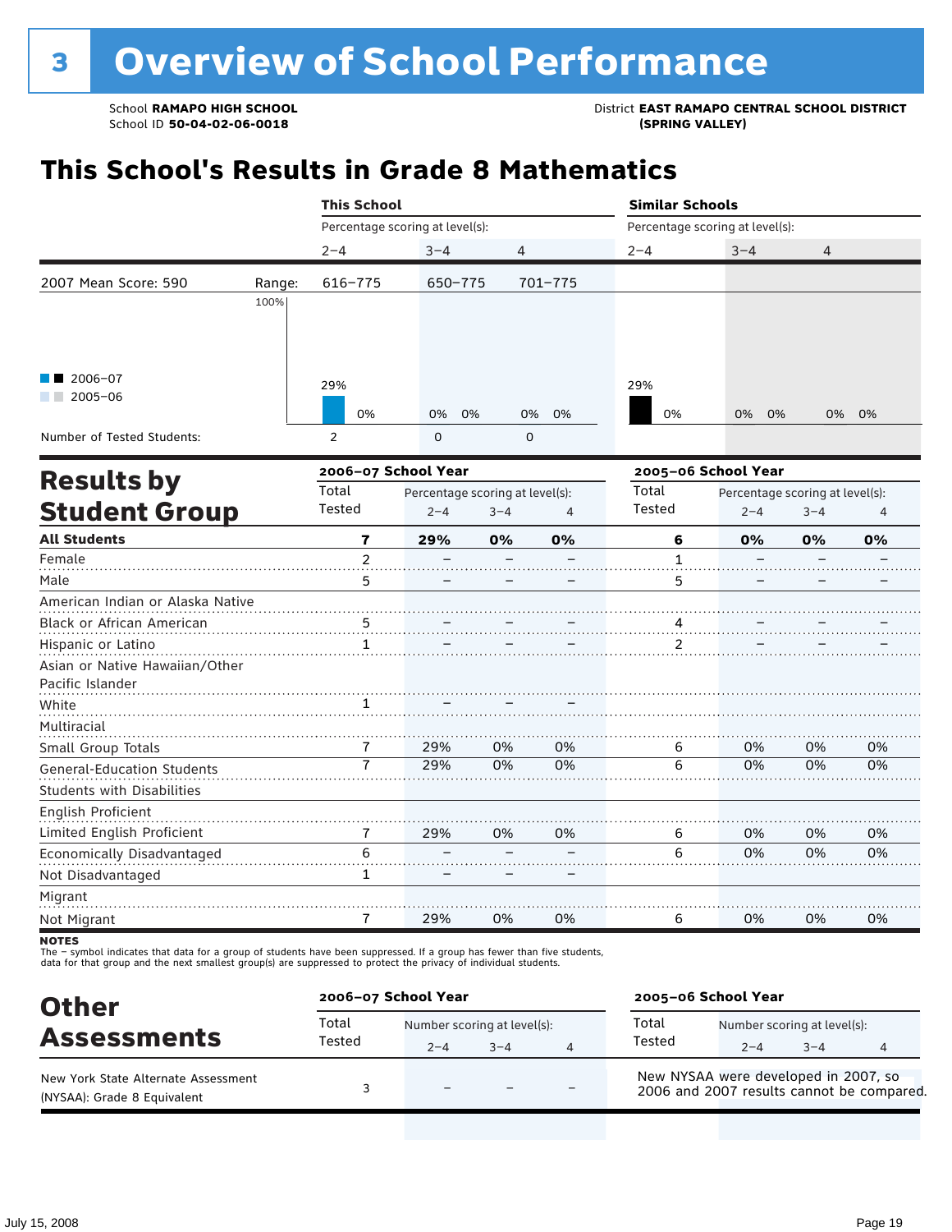# 3 Overview of School Performance

School **RAMAPO HIGH SCHOOL**
School ID **50-04-02-06-0018**

District **EAST RAMAPO CENTRAL SCHOOL DISTRICT (SPRING VALLEY)**

## This School's Results in Grade 8 Mathematics

| | | This School | | | Similar Schools | | |
|---|---|---|---|---|---|---|---|
| | | Percentage scoring at level(s): | | | Percentage scoring at level(s): | | |
| | | 2–4 | 3–4 | 4 | 2–4 | 3–4 | 4 |
| 2007 Mean Score: 590 | Range: | 616–775 | 650–775 | 701–775 | | | |
| 2006–07 | | 29% | 0% | 0% | 29% | 0% | 0% |
| 2005–06 | | 0% | 0% | 0% | 0% | 0% | 0% |
| Number of Tested Students: | | 2 | 0 | 0 | | | |

## Results by Student Group

| | 2006–07 School Year | | | | 2005–06 School Year | | | |
|---|---|---|---|---|---|---|---|---|
| | Total Tested | Percentage scoring at level(s): 2–4 | 3–4 | 4 | Total Tested | Percentage scoring at level(s): 2–4 | 3–4 | 4 |
| **All Students** | **7** | **29%** | **0%** | **0%** | **6** | **0%** | **0%** | **0%** |
| Female | 2 | – | – | – | 1 | – | – | – |
| Male | 5 | – | – | – | 5 | – | – | – |
| American Indian or Alaska Native | | | | | | | | |
| Black or African American | 5 | – | – | – | 4 | – | – | – |
| Hispanic or Latino | 1 | – | – | – | 2 | – | – | – |
| Asian or Native Hawaiian/Other Pacific Islander | | | | | | | | |
| White | 1 | – | – | – | | | | |
| Multiracial | | | | | | | | |
| Small Group Totals | 7 | 29% | 0% | 0% | 6 | 0% | 0% | 0% |
| General-Education Students | 7 | 29% | 0% | 0% | 6 | 0% | 0% | 0% |
| Students with Disabilities | | | | | | | | |
| English Proficient | | | | | | | | |
| Limited English Proficient | 7 | 29% | 0% | 0% | 6 | 0% | 0% | 0% |
| Economically Disadvantaged | 6 | – | – | – | 6 | 0% | 0% | 0% |
| Not Disadvantaged | 1 | – | – | – | | | | |
| Migrant | | | | | | | | |
| Not Migrant | 7 | 29% | 0% | 0% | 6 | 0% | 0% | 0% |

**NOTES**
The – symbol indicates that data for a group of students have been suppressed. If a group has fewer than five students, data for that group and the next smallest group(s) are suppressed to protect the privacy of individual students.

## Other Assessments

| | 2006–07 School Year | | | | 2005–06 School Year |
|---|---|---|---|---|---|
| | Total Tested | Number scoring at level(s): 2–4 | 3–4 | 4 | |
| New York State Alternate Assessment (NYSAA): Grade 8 Equivalent | 3 | – | – | – | New NYSAA were developed in 2007, so 2006 and 2007 results cannot be compared. |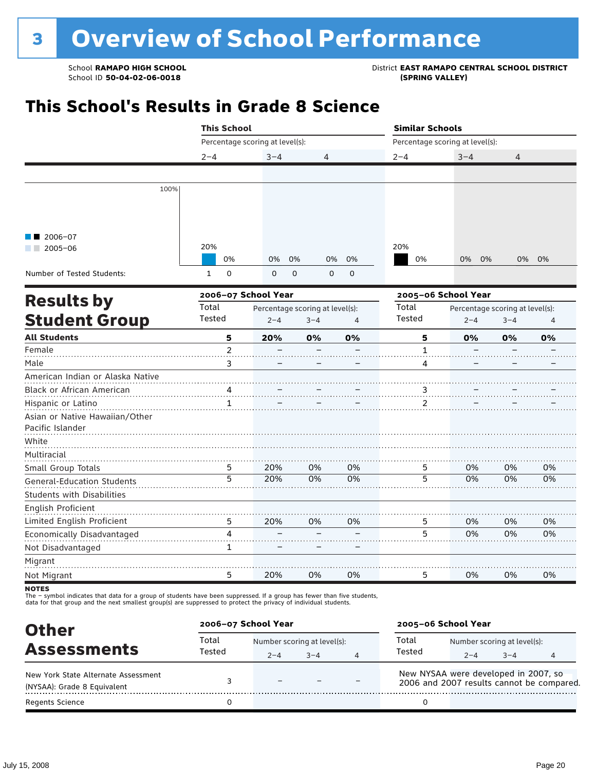# 3 Overview of School Performance

School **RAMAPO HIGH SCHOOL**
School ID **50-04-02-06-0018**

District **EAST RAMAPO CENTRAL SCHOOL DISTRICT (SPRING VALLEY)**

## This School's Results in Grade 8 Science

| | This School | | | | | | Similar Schools | | | | | |
|---|---|---|---|---|---|---|---|---|---|---|---|---|
| Percentage scoring at level(s): | 2–4 | | 3–4 | | 4 | | 2–4 | | 3–4 | | 4 | |
| | 2006–07 | 2005–06 | 2006–07 | 2005–06 | 2006–07 | 2005–06 | 2006–07 | 2005–06 | 2006–07 | 2005–06 | 2006–07 | 2005–06 |
| | 20% | 0% | 0% | 0% | 0% | 0% | 20% | 0% | 0% | 0% | 0% | 0% |
| Number of Tested Students: | 1 | 0 | 0 | 0 | 0 | 0 | | | | | | |

## Results by Student Group

| | 2006–07 School Year | | | | 2005–06 School Year | | | |
|---|---|---|---|---|---|---|---|---|
| | Total Tested | Percentage scoring at level(s): 2–4 | 3–4 | 4 | Total Tested | Percentage scoring at level(s): 2–4 | 3–4 | 4 |
| **All Students** | **5** | **20%** | **0%** | **0%** | **5** | **0%** | **0%** | **0%** |
| Female | 2 | – | – | – | 1 | – | – | – |
| Male | 3 | – | – | – | 4 | – | – | – |
| American Indian or Alaska Native | | | | | | | | |
| Black or African American | 4 | – | – | – | 3 | – | – | – |
| Hispanic or Latino | 1 | – | – | – | 2 | – | – | – |
| Asian or Native Hawaiian/Other Pacific Islander | | | | | | | | |
| White | | | | | | | | |
| Multiracial | | | | | | | | |
| Small Group Totals | 5 | 20% | 0% | 0% | 5 | 0% | 0% | 0% |
| General-Education Students | 5 | 20% | 0% | 0% | 5 | 0% | 0% | 0% |
| Students with Disabilities | | | | | | | | |
| English Proficient | | | | | | | | |
| Limited English Proficient | 5 | 20% | 0% | 0% | 5 | 0% | 0% | 0% |
| Economically Disadvantaged | 4 | – | – | – | 5 | 0% | 0% | 0% |
| Not Disadvantaged | 1 | – | – | – | | | | |
| Migrant | | | | | | | | |
| Not Migrant | 5 | 20% | 0% | 0% | 5 | 0% | 0% | 0% |

**NOTES**
The – symbol indicates that data for a group of students have been suppressed. If a group has fewer than five students, data for that group and the next smallest group(s) are suppressed to protect the privacy of individual students.

## Other Assessments

| | 2006–07 School Year | | | | 2005–06 School Year | | | |
|---|---|---|---|---|---|---|---|---|
| | Total Tested | Number scoring at level(s): 2–4 | 3–4 | 4 | Total Tested | Number scoring at level(s): 2–4 | 3–4 | 4 |
| New York State Alternate Assessment (NYSAA): Grade 8 Equivalent | 3 | – | – | – | New NYSAA were developed in 2007, so 2006 and 2007 results cannot be compared. | | | |
| Regents Science | 0 | | | | 0 | | | |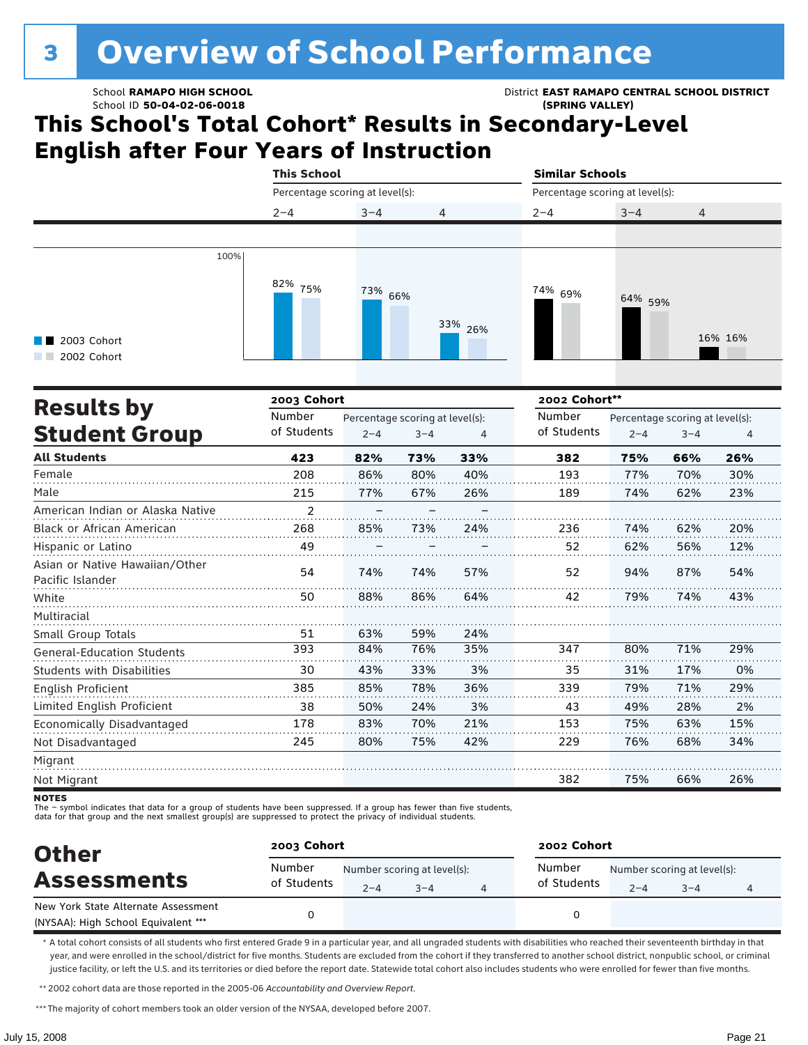# 3 Overview of School Performance

School **RAMAPO HIGH SCHOOL**
School ID **50-04-02-06-0018**

District **EAST RAMAPO CENTRAL SCHOOL DISTRICT (SPRING VALLEY)**

## This School's Total Cohort* Results in Secondary-Level English after Four Years of Instruction

| | This School | | | Similar Schools | | |
|---|---|---|---|---|---|---|
| Percentage scoring at level(s): | 2–4 | 3–4 | 4 | 2–4 | 3–4 | 4 |
| 2003 Cohort | 82% | 73% | 33% | 74% | 64% | 16% |
| 2002 Cohort | 75% | 66% | 26% | 69% | 59% | 16% |

## Results by Student Group

| | 2003 Cohort | | | | 2002 Cohort** | | | |
|---|---|---|---|---|---|---|---|---|
| | Number of Students | Percentage scoring at level(s): 2–4 | 3–4 | 4 | Number of Students | Percentage scoring at level(s): 2–4 | 3–4 | 4 |
| **All Students** | **423** | **82%** | **73%** | **33%** | **382** | **75%** | **66%** | **26%** |
| Female | 208 | 86% | 80% | 40% | 193 | 77% | 70% | 30% |
| Male | 215 | 77% | 67% | 26% | 189 | 74% | 62% | 23% |
| American Indian or Alaska Native | 2 | – | – | – | | | | |
| Black or African American | 268 | 85% | 73% | 24% | 236 | 74% | 62% | 20% |
| Hispanic or Latino | 49 | – | – | – | 52 | 62% | 56% | 12% |
| Asian or Native Hawaiian/Other Pacific Islander | 54 | 74% | 74% | 57% | 52 | 94% | 87% | 54% |
| White | 50 | 88% | 86% | 64% | 42 | 79% | 74% | 43% |
| Multiracial | | | | | | | | |
| Small Group Totals | 51 | 63% | 59% | 24% | | | | |
| General-Education Students | 393 | 84% | 76% | 35% | 347 | 80% | 71% | 29% |
| Students with Disabilities | 30 | 43% | 33% | 3% | 35 | 31% | 17% | 0% |
| English Proficient | 385 | 85% | 78% | 36% | 339 | 79% | 71% | 29% |
| Limited English Proficient | 38 | 50% | 24% | 3% | 43 | 49% | 28% | 2% |
| Economically Disadvantaged | 178 | 83% | 70% | 21% | 153 | 75% | 63% | 15% |
| Not Disadvantaged | 245 | 80% | 75% | 42% | 229 | 76% | 68% | 34% |
| Migrant | | | | | | | | |
| Not Migrant | | | | | 382 | 75% | 66% | 26% |

**NOTES**
The – symbol indicates that data for a group of students have been suppressed. If a group has fewer than five students, data for that group and the next smallest group(s) are suppressed to protect the privacy of individual students.

## Other Assessments

| | 2003 Cohort | | | | 2002 Cohort | | | |
|---|---|---|---|---|---|---|---|---|
| | Number of Students | Number scoring at level(s): 2–4 | 3–4 | 4 | Number of Students | Number scoring at level(s): 2–4 | 3–4 | 4 |
| New York State Alternate Assessment (NYSAA): High School Equivalent *** | 0 | | | | 0 | | | |

\* A total cohort consists of all students who first entered Grade 9 in a particular year, and all ungraded students with disabilities who reached their seventeenth birthday in that year, and were enrolled in the school/district for five months. Students are excluded from the cohort if they transferred to another school district, nonpublic school, or criminal justice facility, or left the U.S. and its territories or died before the report date. Statewide total cohort also includes students who were enrolled for fewer than five months.

\** 2002 cohort data are those reported in the 2005-06 *Accountability and Overview Report*.

\*** The majority of cohort members took an older version of the NYSAA, developed before 2007.

July 15, 2008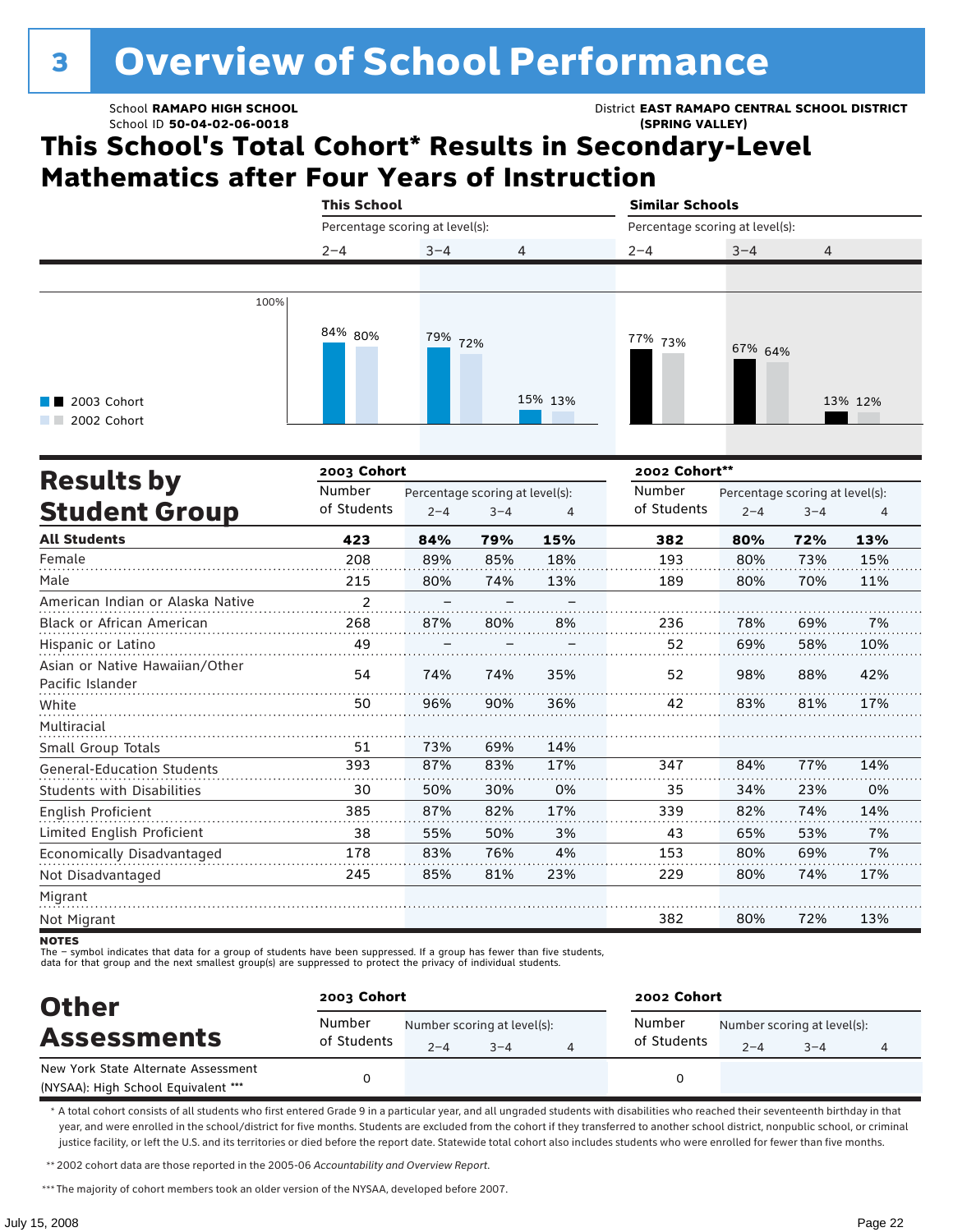# 3 Overview of School Performance

School **RAMAPO HIGH SCHOOL**
School ID **50-04-02-06-0018**

District **EAST RAMAPO CENTRAL SCHOOL DISTRICT (SPRING VALLEY)**

## This School's Total Cohort* Results in Secondary-Level Mathematics after Four Years of Instruction

This School
Percentage scoring at level(s):
2–4 3–4 4

Similar Schools
Percentage scoring at level(s):
2–4 3–4 4

100%

84% 80% 79% 72% 15% 13%

77% 73% 67% 64% 13% 12%

2003 Cohort
2002 Cohort

## Results by Student Group

| | 2003 Cohort | | | | 2002 Cohort** | | | |
|---|---|---|---|---|---|---|---|---|
| | Number of Students | Percentage scoring at level(s): 2–4 | 3–4 | 4 | Number of Students | Percentage scoring at level(s): 2–4 | 3–4 | 4 |
| **All Students** | **423** | **84%** | **79%** | **15%** | **382** | **80%** | **72%** | **13%** |
| Female | 208 | 89% | 85% | 18% | 193 | 80% | 73% | 15% |
| Male | 215 | 80% | 74% | 13% | 189 | 80% | 70% | 11% |
| American Indian or Alaska Native | 2 | – | – | – | | | | |
| Black or African American | 268 | 87% | 80% | 8% | 236 | 78% | 69% | 7% |
| Hispanic or Latino | 49 | – | – | – | 52 | 69% | 58% | 10% |
| Asian or Native Hawaiian/Other Pacific Islander | 54 | 74% | 74% | 35% | 52 | 98% | 88% | 42% |
| White | 50 | 96% | 90% | 36% | 42 | 83% | 81% | 17% |
| Multiracial | | | | | | | | |
| Small Group Totals | 51 | 73% | 69% | 14% | | | | |
| General-Education Students | 393 | 87% | 83% | 17% | 347 | 84% | 77% | 14% |
| Students with Disabilities | 30 | 50% | 30% | 0% | 35 | 34% | 23% | 0% |
| English Proficient | 385 | 87% | 82% | 17% | 339 | 82% | 74% | 14% |
| Limited English Proficient | 38 | 55% | 50% | 3% | 43 | 65% | 53% | 7% |
| Economically Disadvantaged | 178 | 83% | 76% | 4% | 153 | 80% | 69% | 7% |
| Not Disadvantaged | 245 | 85% | 81% | 23% | 229 | 80% | 74% | 17% |
| Migrant | | | | | | | | |
| Not Migrant | | | | | 382 | 80% | 72% | 13% |

**NOTES**
The – symbol indicates that data for a group of students have been suppressed. If a group has fewer than five students, data for that group and the next smallest group(s) are suppressed to protect the privacy of individual students.

## Other Assessments

| | 2003 Cohort | | | | 2002 Cohort | | | |
|---|---|---|---|---|---|---|---|---|
| | Number of Students | Number scoring at level(s): 2–4 | 3–4 | 4 | Number of Students | Number scoring at level(s): 2–4 | 3–4 | 4 |
| New York State Alternate Assessment (NYSAA): High School Equivalent *** | 0 | | | | 0 | | | |

\* A total cohort consists of all students who first entered Grade 9 in a particular year, and all ungraded students with disabilities who reached their seventeenth birthday in that year, and were enrolled in the school/district for five months. Students are excluded from the cohort if they transferred to another school district, nonpublic school, or criminal justice facility, or left the U.S. and its territories or died before the report date. Statewide total cohort also includes students who were enrolled for fewer than five months.

** 2002 cohort data are those reported in the 2005-06 *Accountability and Overview Report*.

*** The majority of cohort members took an older version of the NYSAA, developed before 2007.

July 15, 2008